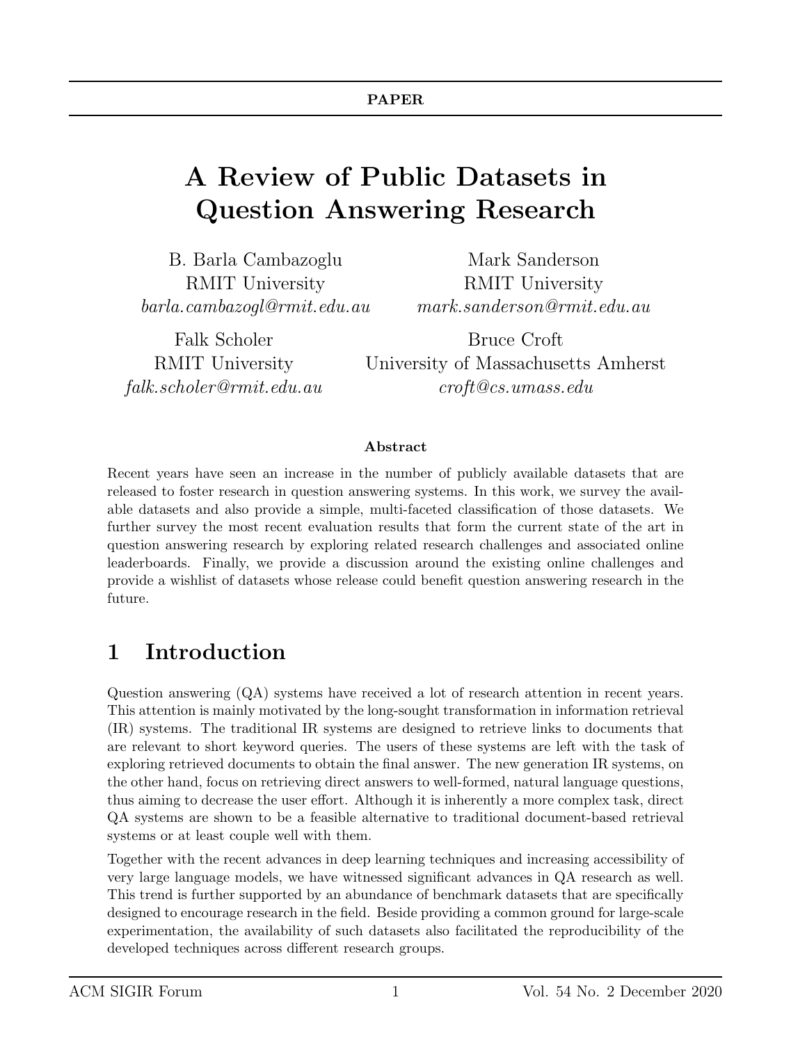PAPER

# A Review of Public Datasets in Question Answering Research

B. Barla Cambazoglu
RMIT University
*barla.cambazogl@rmit.edu.au*

Mark Sanderson
RMIT University
*mark.sanderson@rmit.edu.au*

Falk Scholer
RMIT University
*falk.scholer@rmit.edu.au*

Bruce Croft
University of Massachusetts Amherst
*croft@cs.umass.edu*

**Abstract**

Recent years have seen an increase in the number of publicly available datasets that are released to foster research in question answering systems. In this work, we survey the available datasets and also provide a simple, multi-faceted classification of those datasets. We further survey the most recent evaluation results that form the current state of the art in question answering research by exploring related research challenges and associated online leaderboards. Finally, we provide a discussion around the existing online challenges and provide a wishlist of datasets whose release could benefit question answering research in the future.

## 1 Introduction

Question answering (QA) systems have received a lot of research attention in recent years. This attention is mainly motivated by the long-sought transformation in information retrieval (IR) systems. The traditional IR systems are designed to retrieve links to documents that are relevant to short keyword queries. The users of these systems are left with the task of exploring retrieved documents to obtain the final answer. The new generation IR systems, on the other hand, focus on retrieving direct answers to well-formed, natural language questions, thus aiming to decrease the user effort. Although it is inherently a more complex task, direct QA systems are shown to be a feasible alternative to traditional document-based retrieval systems or at least couple well with them.

Together with the recent advances in deep learning techniques and increasing accessibility of very large language models, we have witnessed significant advances in QA research as well. This trend is further supported by an abundance of benchmark datasets that are specifically designed to encourage research in the field. Beside providing a common ground for large-scale experimentation, the availability of such datasets also facilitated the reproducibility of the developed techniques across different research groups.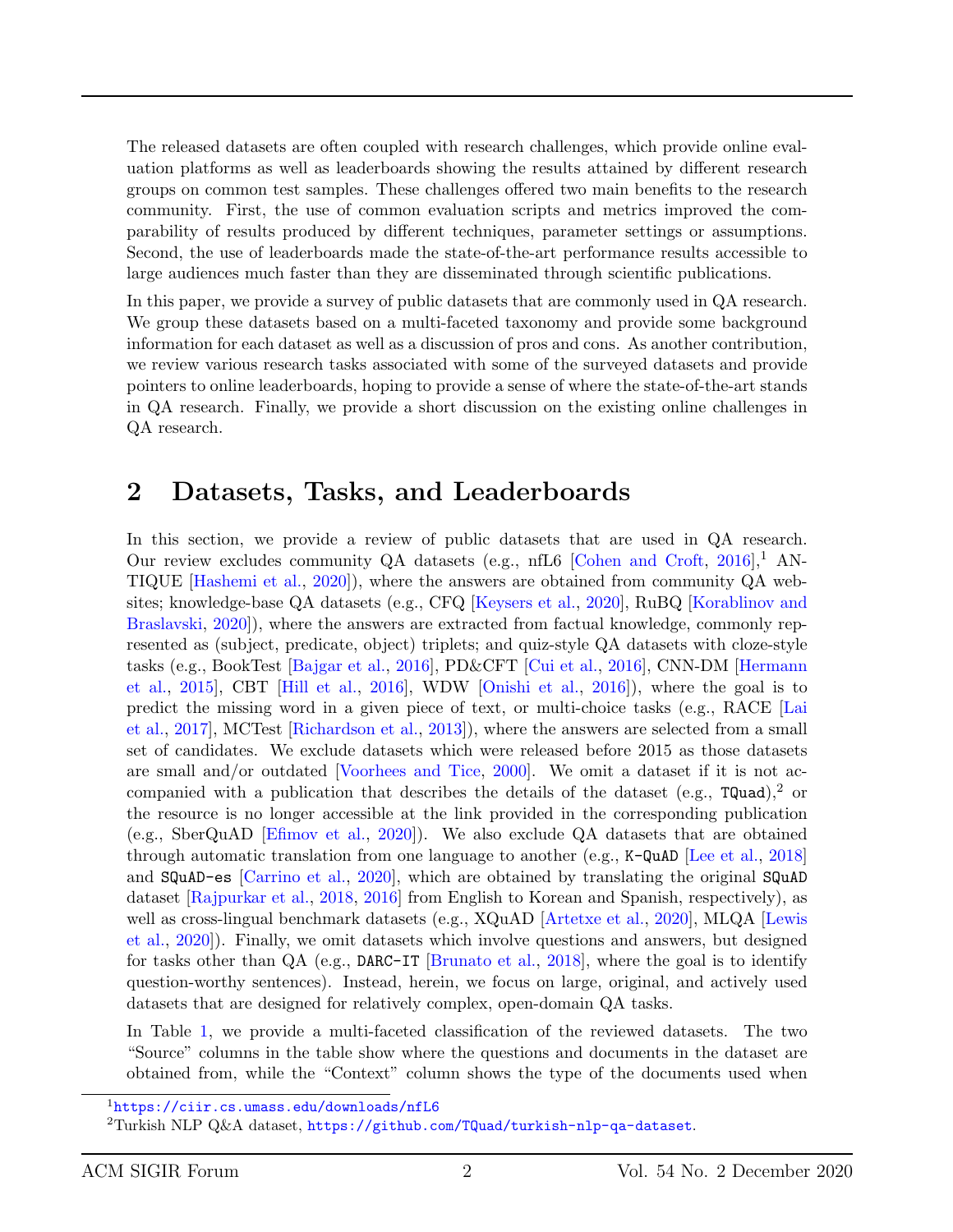The released datasets are often coupled with research challenges, which provide online evaluation platforms as well as leaderboards showing the results attained by different research groups on common test samples. These challenges offered two main benefits to the research community. First, the use of common evaluation scripts and metrics improved the comparability of results produced by different techniques, parameter settings or assumptions. Second, the use of leaderboards made the state-of-the-art performance results accessible to large audiences much faster than they are disseminated through scientific publications.

In this paper, we provide a survey of public datasets that are commonly used in QA research. We group these datasets based on a multi-faceted taxonomy and provide some background information for each dataset as well as a discussion of pros and cons. As another contribution, we review various research tasks associated with some of the surveyed datasets and provide pointers to online leaderboards, hoping to provide a sense of where the state-of-the-art stands in QA research. Finally, we provide a short discussion on the existing online challenges in QA research.

## 2 Datasets, Tasks, and Leaderboards

In this section, we provide a review of public datasets that are used in QA research. Our review excludes community QA datasets (e.g., nfL6 [Cohen and Croft, 2016],[1] ANTIQUE [Hashemi et al., 2020]), where the answers are obtained from community QA websites; knowledge-base QA datasets (e.g., CFQ [Keysers et al., 2020], RuBQ [Korablinov and Braslavski, 2020]), where the answers are extracted from factual knowledge, commonly represented as (subject, predicate, object) triplets; and quiz-style QA datasets with cloze-style tasks (e.g., BookTest [Bajgar et al., 2016], PD&CFT [Cui et al., 2016], CNN-DM [Hermann et al., 2015], CBT [Hill et al., 2016], WDW [Onishi et al., 2016]), where the goal is to predict the missing word in a given piece of text, or multi-choice tasks (e.g., RACE [Lai et al., 2017], MCTest [Richardson et al., 2013]), where the answers are selected from a small set of candidates. We exclude datasets which were released before 2015 as those datasets are small and/or outdated [Voorhees and Tice, 2000]. We omit a dataset if it is not accompanied with a publication that describes the details of the dataset (e.g., `TQuad`),[2] or the resource is no longer accessible at the link provided in the corresponding publication (e.g., SberQuAD [Efimov et al., 2020]). We also exclude QA datasets that are obtained through automatic translation from one language to another (e.g., `K-QuAD` [Lee et al., 2018] and `SQuAD-es` [Carrino et al., 2020], which are obtained by translating the original `SQuAD` dataset [Rajpurkar et al., 2018, 2016] from English to Korean and Spanish, respectively), as well as cross-lingual benchmark datasets (e.g., XQuAD [Artetxe et al., 2020], MLQA [Lewis et al., 2020]). Finally, we omit datasets which involve questions and answers, but designed for tasks other than QA (e.g., `DARC-IT` [Brunato et al., 2018], where the goal is to identify question-worthy sentences). Instead, herein, we focus on large, original, and actively used datasets that are designed for relatively complex, open-domain QA tasks.

In Table 1, we provide a multi-faceted classification of the reviewed datasets. The two "Source" columns in the table show where the questions and documents in the dataset are obtained from, while the "Context" column shows the type of the documents used when

[1] https://ciir.cs.umass.edu/downloads/nfL6

[2] Turkish NLP Q&A dataset, https://github.com/TQuad/turkish-nlp-qa-dataset.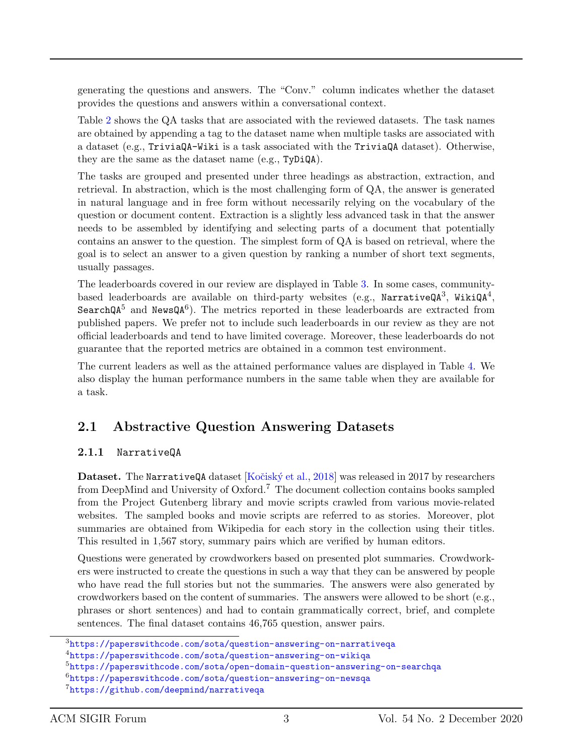generating the questions and answers. The "Conv." column indicates whether the dataset provides the questions and answers within a conversational context.

Table 2 shows the QA tasks that are associated with the reviewed datasets. The task names are obtained by appending a tag to the dataset name when multiple tasks are associated with a dataset (e.g., `TriviaQA-Wiki` is a task associated with the `TriviaQA` dataset). Otherwise, they are the same as the dataset name (e.g., `TyDiQA`).

The tasks are grouped and presented under three headings as abstraction, extraction, and retrieval. In abstraction, which is the most challenging form of QA, the answer is generated in natural language and in free form without necessarily relying on the vocabulary of the question or document content. Extraction is a slightly less advanced task in that the answer needs to be assembled by identifying and selecting parts of a document that potentially contains an answer to the question. The simplest form of QA is based on retrieval, where the goal is to select an answer to a given question by ranking a number of short text segments, usually passages.

The leaderboards covered in our review are displayed in Table 3. In some cases, community-based leaderboards are available on third-party websites (e.g., `NarrativeQA`[3], `WikiQA`[4], `SearchQA`[5] and `NewsQA`[6]). The metrics reported in these leaderboards are extracted from published papers. We prefer not to include such leaderboards in our review as they are not official leaderboards and tend to have limited coverage. Moreover, these leaderboards do not guarantee that the reported metrics are obtained in a common test environment.

The current leaders as well as the attained performance values are displayed in Table 4. We also display the human performance numbers in the same table when they are available for a task.

## 2.1 Abstractive Question Answering Datasets

### 2.1.1 `NarrativeQA`

**Dataset.** The `NarrativeQA` dataset [Kočiský et al., 2018] was released in 2017 by researchers from DeepMind and University of Oxford.[7] The document collection contains books sampled from the Project Gutenberg library and movie scripts crawled from various movie-related websites. The sampled books and movie scripts are referred to as stories. Moreover, plot summaries are obtained from Wikipedia for each story in the collection using their titles. This resulted in 1,567 story, summary pairs which are verified by human editors.

Questions were generated by crowdworkers based on presented plot summaries. Crowdworkers were instructed to create the questions in such a way that they can be answered by people who have read the full stories but not the summaries. The answers were also generated by crowdworkers based on the content of summaries. The answers were allowed to be short (e.g., phrases or short sentences) and had to contain grammatically correct, brief, and complete sentences. The final dataset contains 46,765 question, answer pairs.

---

[3] https://paperswithcode.com/sota/question-answering-on-narrativeqa

[4] https://paperswithcode.com/sota/question-answering-on-wikiqa

[5] https://paperswithcode.com/sota/open-domain-question-answering-on-searchqa

[6] https://paperswithcode.com/sota/question-answering-on-newsqa

[7] https://github.com/deepmind/narrativeqa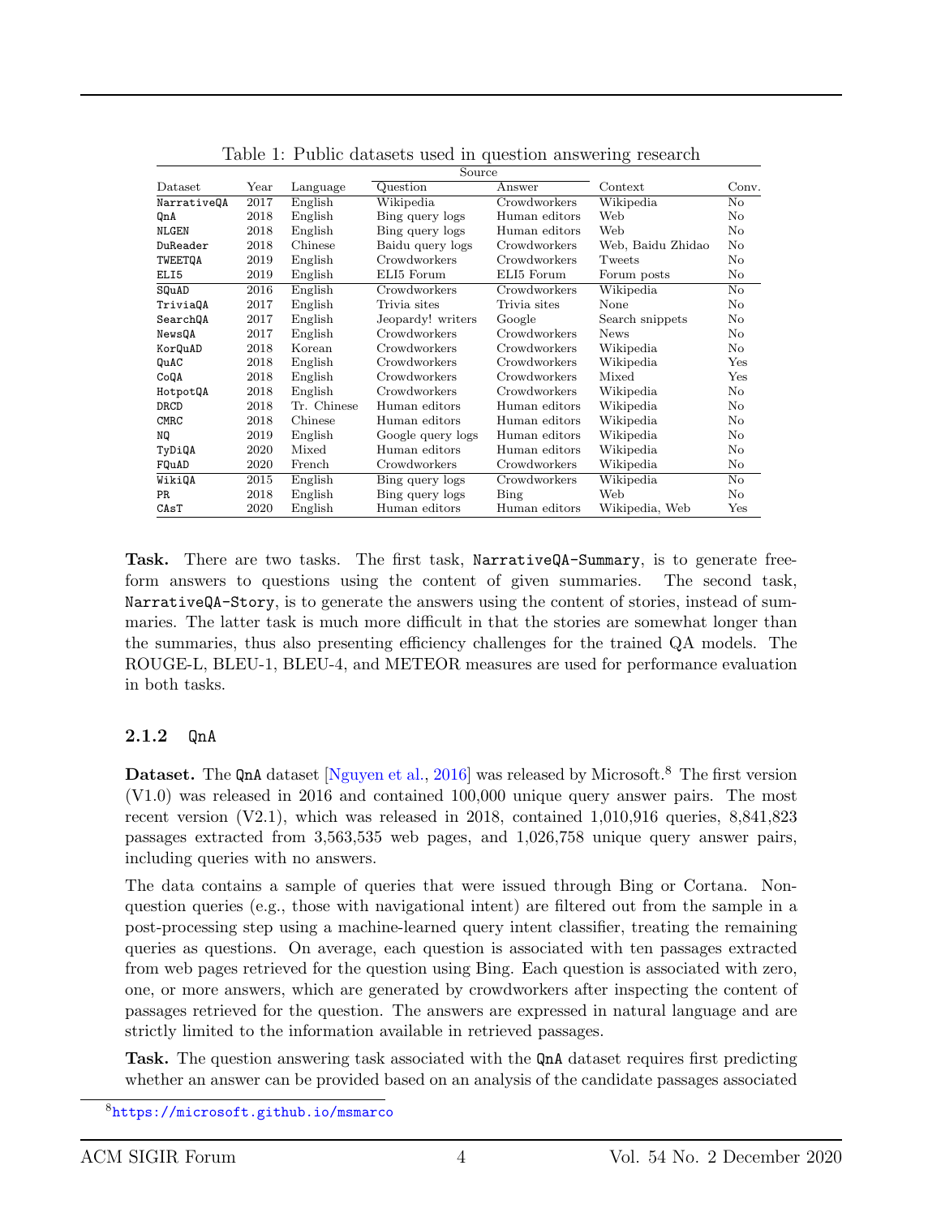Table 1: Public datasets used in question answering research

| Dataset | Year | Language | Source | | Context | Conv. |
|---|---|---|---|---|---|---|
| | | | Question | Answer | | |
| NarrativeQA | 2017 | English | Wikipedia | Crowdworkers | Wikipedia | No |
| QnA | 2018 | English | Bing query logs | Human editors | Web | No |
| NLGEN | 2018 | English | Bing query logs | Human editors | Web | No |
| DuReader | 2018 | Chinese | Baidu query logs | Crowdworkers | Web, Baidu Zhidao | No |
| TWEETQA | 2019 | English | Crowdworkers | Crowdworkers | Tweets | No |
| ELI5 | 2019 | English | ELI5 Forum | ELI5 Forum | Forum posts | No |
| SQuAD | 2016 | English | Crowdworkers | Crowdworkers | Wikipedia | No |
| TriviaQA | 2017 | English | Trivia sites | Trivia sites | None | No |
| SearchQA | 2017 | English | Jeopardy! writers | Google | Search snippets | No |
| NewsQA | 2017 | English | Crowdworkers | Crowdworkers | News | No |
| KorQuAD | 2018 | Korean | Crowdworkers | Crowdworkers | Wikipedia | No |
| QuAC | 2018 | English | Crowdworkers | Crowdworkers | Wikipedia | Yes |
| CoQA | 2018 | English | Crowdworkers | Crowdworkers | Mixed | Yes |
| HotpotQA | 2018 | English | Crowdworkers | Crowdworkers | Wikipedia | No |
| DRCD | 2018 | Tr. Chinese | Human editors | Human editors | Wikipedia | No |
| CMRC | 2018 | Chinese | Human editors | Human editors | Wikipedia | No |
| NQ | 2019 | English | Google query logs | Human editors | Wikipedia | No |
| TyDiQA | 2020 | Mixed | Human editors | Human editors | Wikipedia | No |
| FQuAD | 2020 | French | Crowdworkers | Crowdworkers | Wikipedia | No |
| WikiQA | 2015 | English | Bing query logs | Crowdworkers | Wikipedia | No |
| PR | 2018 | English | Bing query logs | Bing | Web | No |
| CAsT | 2020 | English | Human editors | Human editors | Wikipedia, Web | Yes |

**Task.** There are two tasks. The first task, NarrativeQA-Summary, is to generate free-form answers to questions using the content of given summaries. The second task, NarrativeQA-Story, is to generate the answers using the content of stories, instead of summaries. The latter task is much more difficult in that the stories are somewhat longer than the summaries, thus also presenting efficiency challenges for the trained QA models. The ROUGE-L, BLEU-1, BLEU-4, and METEOR measures are used for performance evaluation in both tasks.

### 2.1.2 QnA

**Dataset.** The QnA dataset [Nguyen et al., 2016] was released by Microsoft.[8] The first version (V1.0) was released in 2016 and contained 100,000 unique query answer pairs. The most recent version (V2.1), which was released in 2018, contained 1,010,916 queries, 8,841,823 passages extracted from 3,563,535 web pages, and 1,026,758 unique query answer pairs, including queries with no answers.

The data contains a sample of queries that were issued through Bing or Cortana. Non-question queries (e.g., those with navigational intent) are filtered out from the sample in a post-processing step using a machine-learned query intent classifier, treating the remaining queries as questions. On average, each question is associated with ten passages extracted from web pages retrieved for the question using Bing. Each question is associated with zero, one, or more answers, which are generated by crowdworkers after inspecting the content of passages retrieved for the question. The answers are expressed in natural language and are strictly limited to the information available in retrieved passages.

**Task.** The question answering task associated with the QnA dataset requires first predicting whether an answer can be provided based on an analysis of the candidate passages associated

[8] https://microsoft.github.io/msmarco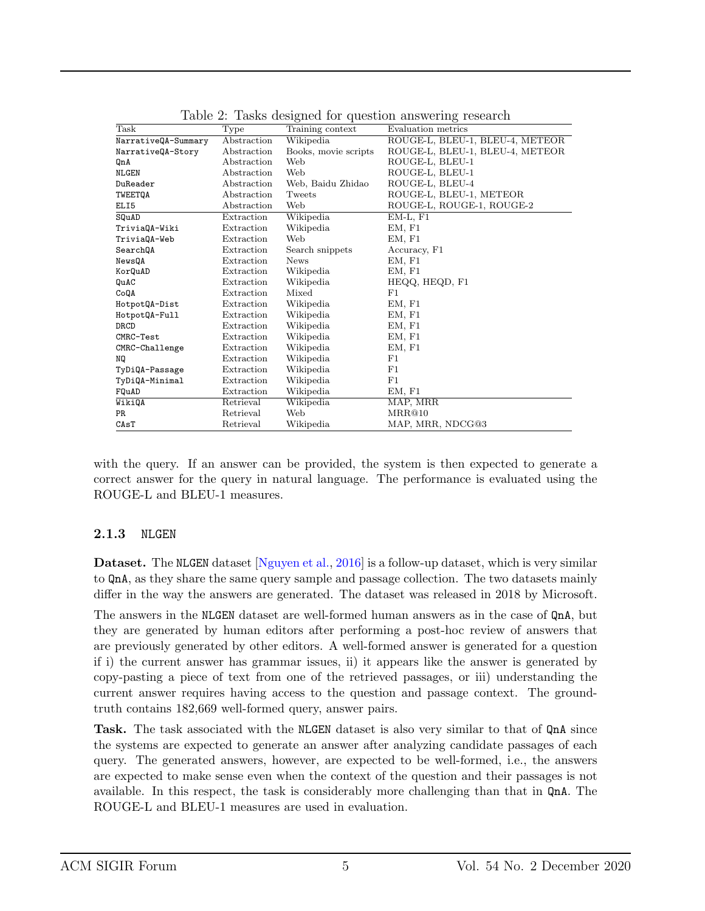Table 2: Tasks designed for question answering research

| Task | Type | Training context | Evaluation metrics |
|---|---|---|---|
| NarrativeQA-Summary | Abstraction | Wikipedia | ROUGE-L, BLEU-1, BLEU-4, METEOR |
| NarrativeQA-Story | Abstraction | Books, movie scripts | ROUGE-L, BLEU-1, BLEU-4, METEOR |
| QnA | Abstraction | Web | ROUGE-L, BLEU-1 |
| NLGEN | Abstraction | Web | ROUGE-L, BLEU-1 |
| DuReader | Abstraction | Web, Baidu Zhidao | ROUGE-L, BLEU-4 |
| TWEETQA | Abstraction | Tweets | ROUGE-L, BLEU-1, METEOR |
| ELI5 | Abstraction | Web | ROUGE-L, ROUGE-1, ROUGE-2 |
| SQuAD | Extraction | Wikipedia | EM-L, F1 |
| TriviaQA-Wiki | Extraction | Wikipedia | EM, F1 |
| TriviaQA-Web | Extraction | Web | EM, F1 |
| SearchQA | Extraction | Search snippets | Accuracy, F1 |
| NewsQA | Extraction | News | EM, F1 |
| KorQuAD | Extraction | Wikipedia | EM, F1 |
| QuAC | Extraction | Wikipedia | HEQQ, HEQD, F1 |
| CoQA | Extraction | Mixed | F1 |
| HotpotQA-Dist | Extraction | Wikipedia | EM, F1 |
| HotpotQA-Full | Extraction | Wikipedia | EM, F1 |
| DRCD | Extraction | Wikipedia | EM, F1 |
| CMRC-Test | Extraction | Wikipedia | EM, F1 |
| CMRC-Challenge | Extraction | Wikipedia | EM, F1 |
| NQ | Extraction | Wikipedia | F1 |
| TyDiQA-Passage | Extraction | Wikipedia | F1 |
| TyDiQA-Minimal | Extraction | Wikipedia | F1 |
| FQuAD | Extraction | Wikipedia | EM, F1 |
| WikiQA | Retrieval | Wikipedia | MAP, MRR |
| PR | Retrieval | Web | MRR@10 |
| CAsT | Retrieval | Wikipedia | MAP, MRR, NDCG@3 |

with the query. If an answer can be provided, the system is then expected to generate a correct answer for the query in natural language. The performance is evaluated using the ROUGE-L and BLEU-1 measures.

### 2.1.3 NLGEN

**Dataset.** The NLGEN dataset [Nguyen et al., 2016] is a follow-up dataset, which is very similar to QnA, as they share the same query sample and passage collection. The two datasets mainly differ in the way the answers are generated. The dataset was released in 2018 by Microsoft.

The answers in the NLGEN dataset are well-formed human answers as in the case of QnA, but they are generated by human editors after performing a post-hoc review of answers that are previously generated by other editors. A well-formed answer is generated for a question if i) the current answer has grammar issues, ii) it appears like the answer is generated by copy-pasting a piece of text from one of the retrieved passages, or iii) understanding the current answer requires having access to the question and passage context. The ground-truth contains 182,669 well-formed query, answer pairs.

**Task.** The task associated with the NLGEN dataset is also very similar to that of QnA since the systems are expected to generate an answer after analyzing candidate passages of each query. The generated answers, however, are expected to be well-formed, i.e., the answers are expected to make sense even when the context of the question and their passages is not available. In this respect, the task is considerably more challenging than that in QnA. The ROUGE-L and BLEU-1 measures are used in evaluation.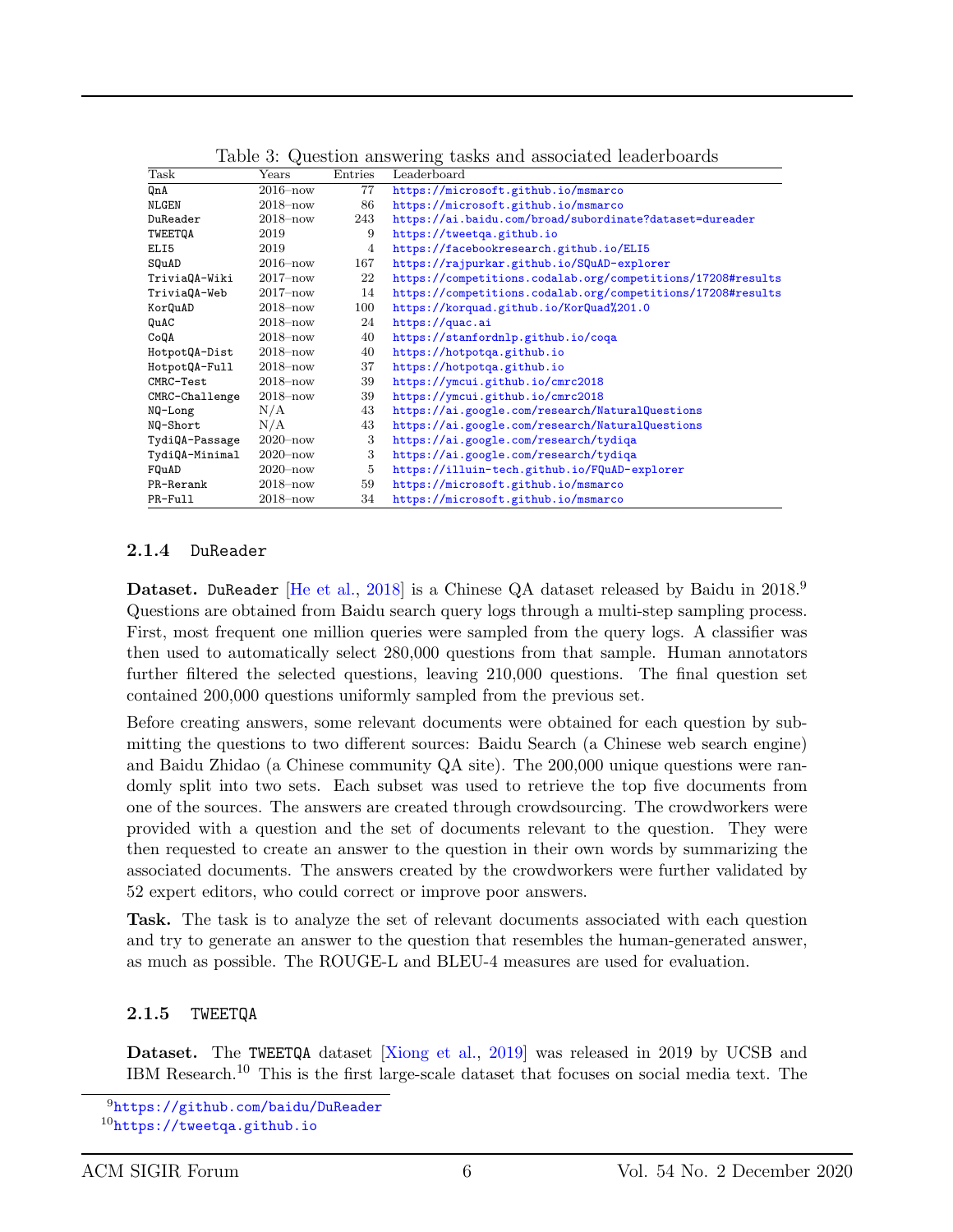Table 3: Question answering tasks and associated leaderboards

| Task | Years | Entries | Leaderboard |
|---|---|---|---|
| QnA | 2016–now | 77 | https://microsoft.github.io/msmarco |
| NLGEN | 2018–now | 86 | https://microsoft.github.io/msmarco |
| DuReader | 2018–now | 243 | https://ai.baidu.com/broad/subordinate?dataset=dureader |
| TWEETQA | 2019 | 9 | https://tweetqa.github.io |
| ELI5 | 2019 | 4 | https://facebookresearch.github.io/ELI5 |
| SQuAD | 2016–now | 167 | https://rajpurkar.github.io/SQuAD-explorer |
| TriviaQA-Wiki | 2017–now | 22 | https://competitions.codalab.org/competitions/17208#results |
| TriviaQA-Web | 2017–now | 14 | https://competitions.codalab.org/competitions/17208#results |
| KorQuAD | 2018–now | 100 | https://korquad.github.io/KorQuad%201.0 |
| QuAC | 2018–now | 24 | https://quac.ai |
| CoQA | 2018–now | 40 | https://stanfordnlp.github.io/coqa |
| HotpotQA-Dist | 2018–now | 40 | https://hotpotqa.github.io |
| HotpotQA-Full | 2018–now | 37 | https://hotpotqa.github.io |
| CMRC-Test | 2018–now | 39 | https://ymcui.github.io/cmrc2018 |
| CMRC-Challenge | 2018–now | 39 | https://ymcui.github.io/cmrc2018 |
| NQ-Long | N/A | 43 | https://ai.google.com/research/NaturalQuestions |
| NQ-Short | N/A | 43 | https://ai.google.com/research/NaturalQuestions |
| TydiQA-Passage | 2020–now | 3 | https://ai.google.com/research/tydiqa |
| TydiQA-Minimal | 2020–now | 3 | https://ai.google.com/research/tydiqa |
| FQuAD | 2020–now | 5 | https://illuin-tech.github.io/FQuAD-explorer |
| PR-Rerank | 2018–now | 59 | https://microsoft.github.io/msmarco |
| PR-Full | 2018–now | 34 | https://microsoft.github.io/msmarco |

#### 2.1.4 DuReader

**Dataset.** DuReader [He et al., 2018] is a Chinese QA dataset released by Baidu in 2018.[9] Questions are obtained from Baidu search query logs through a multi-step sampling process. First, most frequent one million queries were sampled from the query logs. A classifier was then used to automatically select 280,000 questions from that sample. Human annotators further filtered the selected questions, leaving 210,000 questions. The final question set contained 200,000 questions uniformly sampled from the previous set.

Before creating answers, some relevant documents were obtained for each question by submitting the questions to two different sources: Baidu Search (a Chinese web search engine) and Baidu Zhidao (a Chinese community QA site). The 200,000 unique questions were randomly split into two sets. Each subset was used to retrieve the top five documents from one of the sources. The answers are created through crowdsourcing. The crowdworkers were provided with a question and the set of documents relevant to the question. They were then requested to create an answer to the question in their own words by summarizing the associated documents. The answers created by the crowdworkers were further validated by 52 expert editors, who could correct or improve poor answers.

**Task.** The task is to analyze the set of relevant documents associated with each question and try to generate an answer to the question that resembles the human-generated answer, as much as possible. The ROUGE-L and BLEU-4 measures are used for evaluation.

#### 2.1.5 TWEETQA

**Dataset.** The TWEETQA dataset [Xiong et al., 2019] was released in 2019 by UCSB and IBM Research.[10] This is the first large-scale dataset that focuses on social media text. The

[9] https://github.com/baidu/DuReader

[10] https://tweetqa.github.io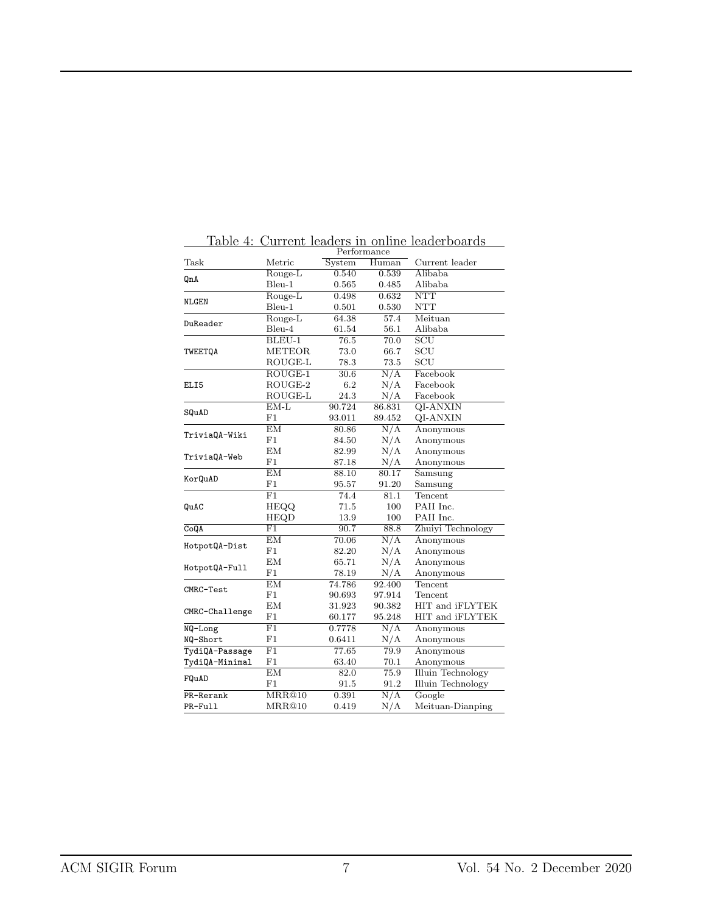Table 4: Current leaders in online leaderboards

| Task | Metric | Performance | | Current leader |
|---|---|---|---|---|
| | | System | Human | |
| QnA | Rouge-L | 0.540 | 0.539 | Alibaba |
| | Bleu-1 | 0.565 | 0.485 | Alibaba |
| NLGEN | Rouge-L | 0.498 | 0.632 | NTT |
| | Bleu-1 | 0.501 | 0.530 | NTT |
| DuReader | Rouge-L | 64.38 | 57.4 | Meituan |
| | Bleu-4 | 61.54 | 56.1 | Alibaba |
| TWEETQA | BLEU-1 | 76.5 | 70.0 | SCU |
| | METEOR | 73.0 | 66.7 | SCU |
| | ROUGE-L | 78.3 | 73.5 | SCU |
| ELI5 | ROUGE-1 | 30.6 | N/A | Facebook |
| | ROUGE-2 | 6.2 | N/A | Facebook |
| | ROUGE-L | 24.3 | N/A | Facebook |
| SQuAD | EM-L | 90.724 | 86.831 | QI-ANXIN |
| | F1 | 93.011 | 89.452 | QI-ANXIN |
| TriviaQA-Wiki | EM | 80.86 | N/A | Anonymous |
| | F1 | 84.50 | N/A | Anonymous |
| TriviaQA-Web | EM | 82.99 | N/A | Anonymous |
| | F1 | 87.18 | N/A | Anonymous |
| KorQuAD | EM | 88.10 | 80.17 | Samsung |
| | F1 | 95.57 | 91.20 | Samsung |
| QuAC | F1 | 74.4 | 81.1 | Tencent |
| | HEQQ | 71.5 | 100 | PAII Inc. |
| | HEQD | 13.9 | 100 | PAII Inc. |
| CoQA | F1 | 90.7 | 88.8 | Zhuiyi Technology |
| HotpotQA-Dist | EM | 70.06 | N/A | Anonymous |
| | F1 | 82.20 | N/A | Anonymous |
| HotpotQA-Full | EM | 65.71 | N/A | Anonymous |
| | F1 | 78.19 | N/A | Anonymous |
| CMRC-Test | EM | 74.786 | 92.400 | Tencent |
| | F1 | 90.693 | 97.914 | Tencent |
| CMRC-Challenge | EM | 31.923 | 90.382 | HIT and iFLYTEK |
| | F1 | 60.177 | 95.248 | HIT and iFLYTEK |
| NQ-Long | F1 | 0.7778 | N/A | Anonymous |
| NQ-Short | F1 | 0.6411 | N/A | Anonymous |
| TydiQA-Passage | F1 | 77.65 | 79.9 | Anonymous |
| TydiQA-Minimal | F1 | 63.40 | 70.1 | Anonymous |
| FQuAD | EM | 82.0 | 75.9 | Illuin Technology |
| | F1 | 91.5 | 91.2 | Illuin Technology |
| PR-Rerank | MRR@10 | 0.391 | N/A | Google |
| PR-Full | MRR@10 | 0.419 | N/A | Meituan-Dianping |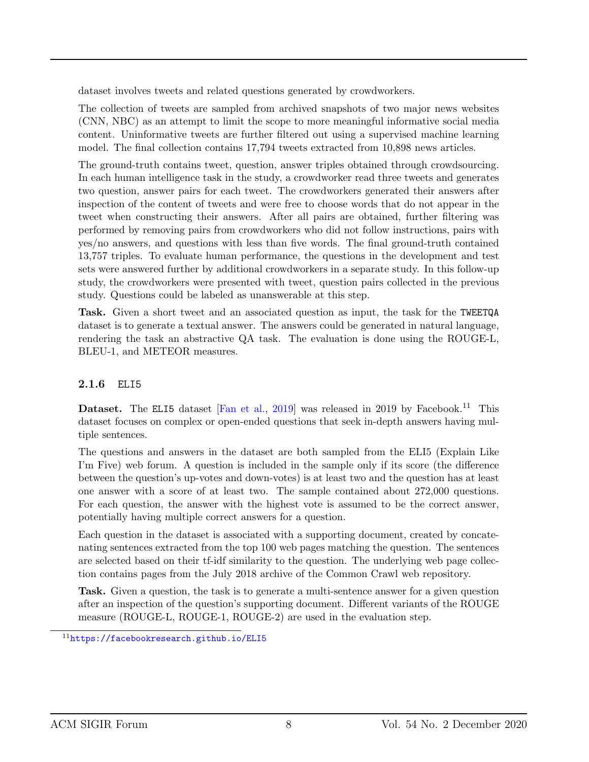dataset involves tweets and related questions generated by crowdworkers.

The collection of tweets are sampled from archived snapshots of two major news websites (CNN, NBC) as an attempt to limit the scope to more meaningful informative social media content. Uninformative tweets are further filtered out using a supervised machine learning model. The final collection contains 17,794 tweets extracted from 10,898 news articles.

The ground-truth contains tweet, question, answer triples obtained through crowdsourcing. In each human intelligence task in the study, a crowdworker read three tweets and generates two question, answer pairs for each tweet. The crowdworkers generated their answers after inspection of the content of tweets and were free to choose words that do not appear in the tweet when constructing their answers. After all pairs are obtained, further filtering was performed by removing pairs from crowdworkers who did not follow instructions, pairs with yes/no answers, and questions with less than five words. The final ground-truth contained 13,757 triples. To evaluate human performance, the questions in the development and test sets were answered further by additional crowdworkers in a separate study. In this follow-up study, the crowdworkers were presented with tweet, question pairs collected in the previous study. Questions could be labeled as unanswerable at this step.

**Task.** Given a short tweet and an associated question as input, the task for the `TWEETQA` dataset is to generate a textual answer. The answers could be generated in natural language, rendering the task an abstractive QA task. The evaluation is done using the ROUGE-L, BLEU-1, and METEOR measures.

### 2.1.6 `ELI5`

**Dataset.** The `ELI5` dataset [Fan et al., 2019] was released in 2019 by Facebook.[11] This dataset focuses on complex or open-ended questions that seek in-depth answers having multiple sentences.

The questions and answers in the dataset are both sampled from the ELI5 (Explain Like I'm Five) web forum. A question is included in the sample only if its score (the difference between the question's up-votes and down-votes) is at least two and the question has at least one answer with a score of at least two. The sample contained about 272,000 questions. For each question, the answer with the highest vote is assumed to be the correct answer, potentially having multiple correct answers for a question.

Each question in the dataset is associated with a supporting document, created by concatenating sentences extracted from the top 100 web pages matching the question. The sentences are selected based on their tf-idf similarity to the question. The underlying web page collection contains pages from the July 2018 archive of the Common Crawl web repository.

**Task.** Given a question, the task is to generate a multi-sentence answer for a given question after an inspection of the question's supporting document. Different variants of the ROUGE measure (ROUGE-L, ROUGE-1, ROUGE-2) are used in the evaluation step.

[11] https://facebookresearch.github.io/ELI5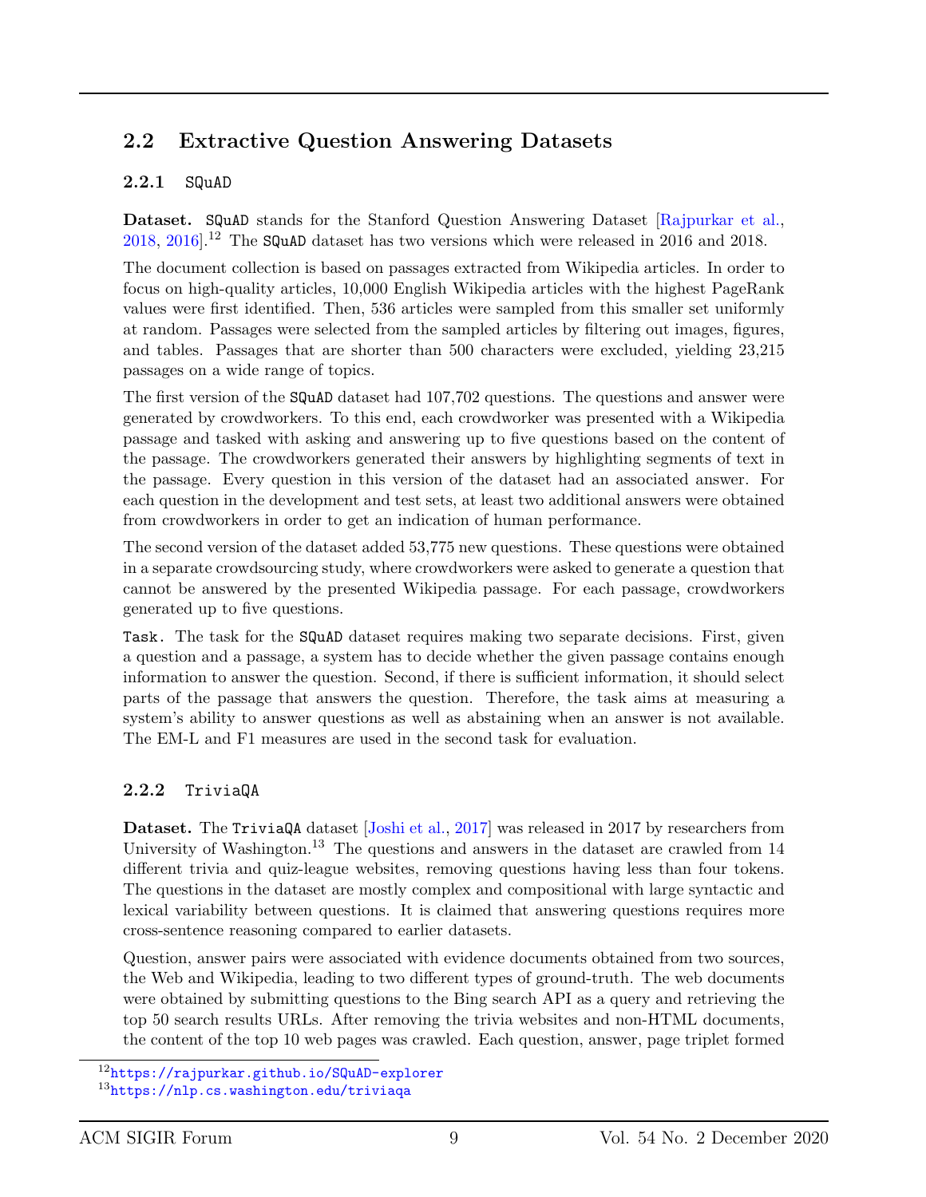## 2.2 Extractive Question Answering Datasets

### 2.2.1 SQuAD

**Dataset.** SQuAD stands for the Stanford Question Answering Dataset [Rajpurkar et al., 2018, 2016].[12] The SQuAD dataset has two versions which were released in 2016 and 2018.

The document collection is based on passages extracted from Wikipedia articles. In order to focus on high-quality articles, 10,000 English Wikipedia articles with the highest PageRank values were first identified. Then, 536 articles were sampled from this smaller set uniformly at random. Passages were selected from the sampled articles by filtering out images, figures, and tables. Passages that are shorter than 500 characters were excluded, yielding 23,215 passages on a wide range of topics.

The first version of the SQuAD dataset had 107,702 questions. The questions and answer were generated by crowdworkers. To this end, each crowdworker was presented with a Wikipedia passage and tasked with asking and answering up to five questions based on the content of the passage. The crowdworkers generated their answers by highlighting segments of text in the passage. Every question in this version of the dataset had an associated answer. For each question in the development and test sets, at least two additional answers were obtained from crowdworkers in order to get an indication of human performance.

The second version of the dataset added 53,775 new questions. These questions were obtained in a separate crowdsourcing study, where crowdworkers were asked to generate a question that cannot be answered by the presented Wikipedia passage. For each passage, crowdworkers generated up to five questions.

Task. The task for the SQuAD dataset requires making two separate decisions. First, given a question and a passage, a system has to decide whether the given passage contains enough information to answer the question. Second, if there is sufficient information, it should select parts of the passage that answers the question. Therefore, the task aims at measuring a system's ability to answer questions as well as abstaining when an answer is not available. The EM-L and F1 measures are used in the second task for evaluation.

### 2.2.2 TriviaQA

**Dataset.** The TriviaQA dataset [Joshi et al., 2017] was released in 2017 by researchers from University of Washington.[13] The questions and answers in the dataset are crawled from 14 different trivia and quiz-league websites, removing questions having less than four tokens. The questions in the dataset are mostly complex and compositional with large syntactic and lexical variability between questions. It is claimed that answering questions requires more cross-sentence reasoning compared to earlier datasets.

Question, answer pairs were associated with evidence documents obtained from two sources, the Web and Wikipedia, leading to two different types of ground-truth. The web documents were obtained by submitting questions to the Bing search API as a query and retrieving the top 50 search results URLs. After removing the trivia websites and non-HTML documents, the content of the top 10 web pages was crawled. Each question, answer, page triplet formed

[12] https://rajpurkar.github.io/SQuAD-explorer

[13] https://nlp.cs.washington.edu/triviaqa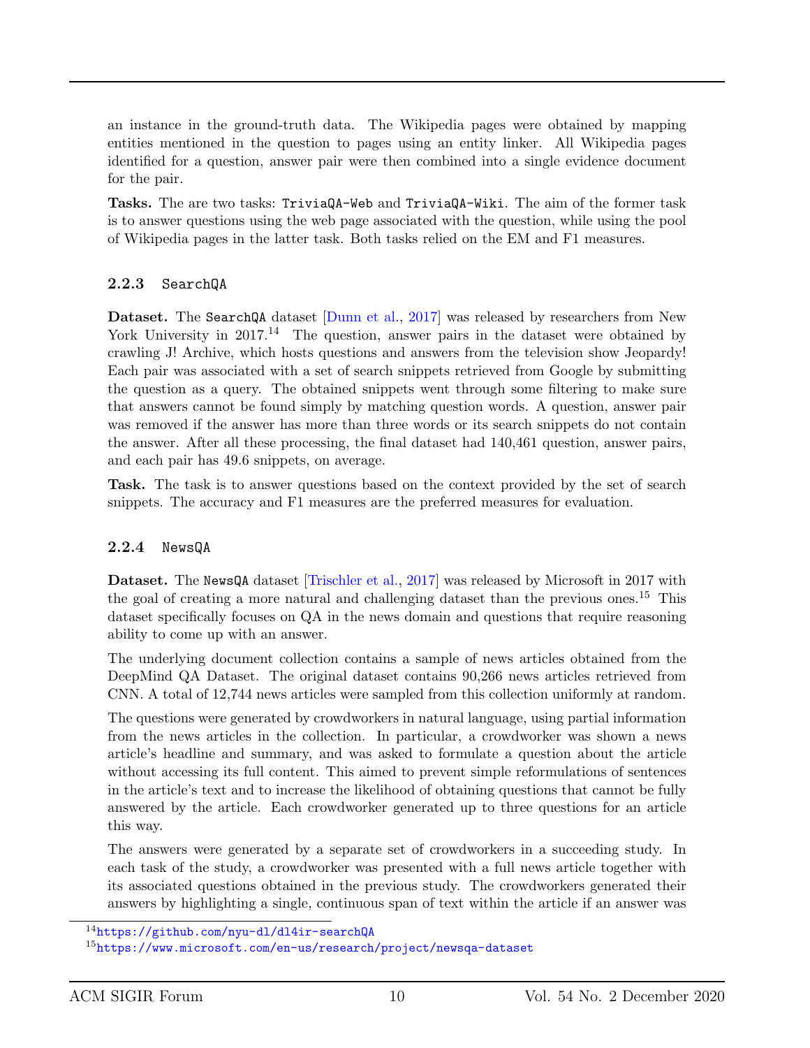an instance in the ground-truth data. The Wikipedia pages were obtained by mapping entities mentioned in the question to pages using an entity linker. All Wikipedia pages identified for a question, answer pair were then combined into a single evidence document for the pair.

**Tasks.** The are two tasks: `TriviaQA-Web` and `TriviaQA-Wiki`. The aim of the former task is to answer questions using the web page associated with the question, while using the pool of Wikipedia pages in the latter task. Both tasks relied on the EM and F1 measures.

### 2.2.3 `SearchQA`

**Dataset.** The `SearchQA` dataset [Dunn et al., 2017] was released by researchers from New York University in 2017.[14] The question, answer pairs in the dataset were obtained by crawling J! Archive, which hosts questions and answers from the television show Jeopardy! Each pair was associated with a set of search snippets retrieved from Google by submitting the question as a query. The obtained snippets went through some filtering to make sure that answers cannot be found simply by matching question words. A question, answer pair was removed if the answer has more than three words or its search snippets do not contain the answer. After all these processing, the final dataset had 140,461 question, answer pairs, and each pair has 49.6 snippets, on average.

**Task.** The task is to answer questions based on the context provided by the set of search snippets. The accuracy and F1 measures are the preferred measures for evaluation.

### 2.2.4 `NewsQA`

**Dataset.** The `NewsQA` dataset [Trischler et al., 2017] was released by Microsoft in 2017 with the goal of creating a more natural and challenging dataset than the previous ones.[15] This dataset specifically focuses on QA in the news domain and questions that require reasoning ability to come up with an answer.

The underlying document collection contains a sample of news articles obtained from the DeepMind QA Dataset. The original dataset contains 90,266 news articles retrieved from CNN. A total of 12,744 news articles were sampled from this collection uniformly at random.

The questions were generated by crowdworkers in natural language, using partial information from the news articles in the collection. In particular, a crowdworker was shown a news article's headline and summary, and was asked to formulate a question about the article without accessing its full content. This aimed to prevent simple reformulations of sentences in the article's text and to increase the likelihood of obtaining questions that cannot be fully answered by the article. Each crowdworker generated up to three questions for an article this way.

The answers were generated by a separate set of crowdworkers in a succeeding study. In each task of the study, a crowdworker was presented with a full news article together with its associated questions obtained in the previous study. The crowdworkers generated their answers by highlighting a single, continuous span of text within the article if an answer was

---

[14] https://github.com/nyu-dl/dl4ir-searchQA

[15] https://www.microsoft.com/en-us/research/project/newsqa-dataset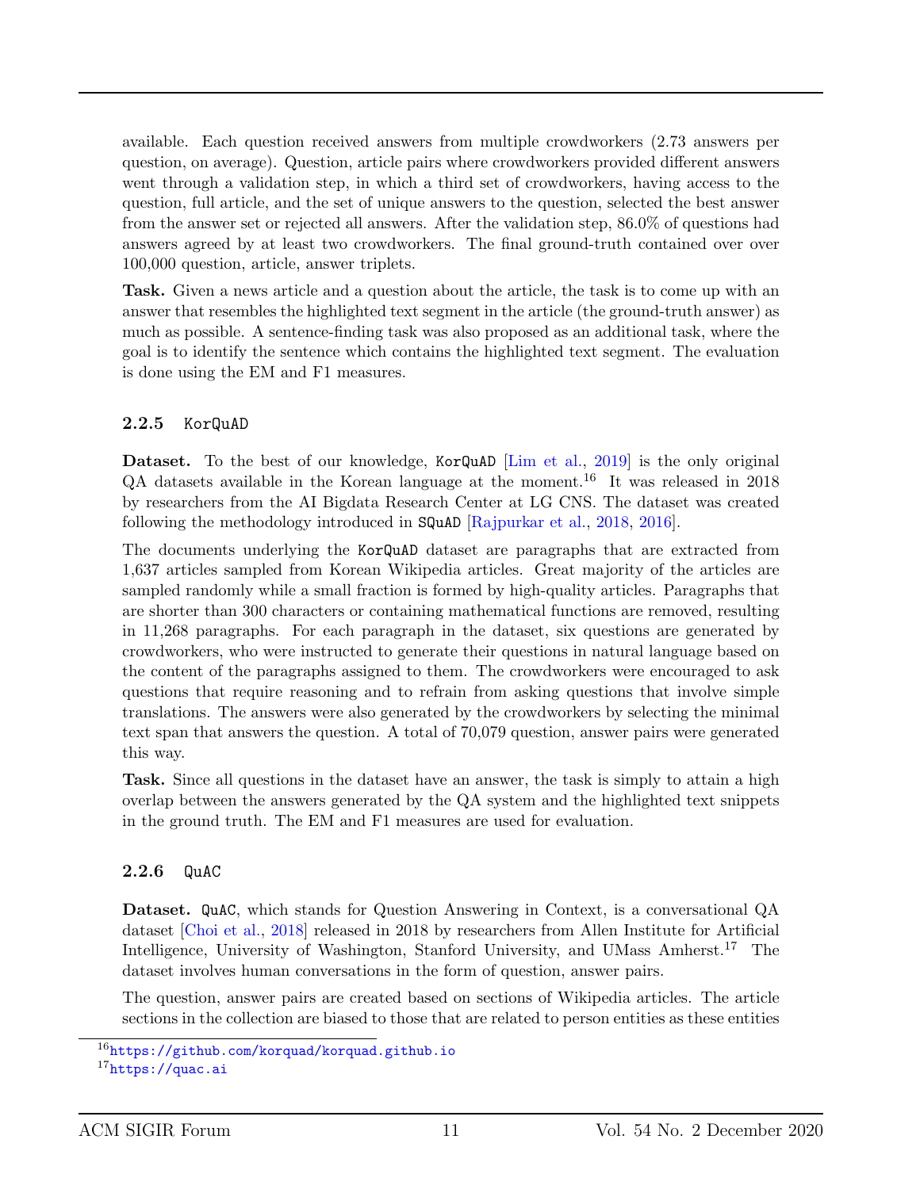available. Each question received answers from multiple crowdworkers (2.73 answers per question, on average). Question, article pairs where crowdworkers provided different answers went through a validation step, in which a third set of crowdworkers, having access to the question, full article, and the set of unique answers to the question, selected the best answer from the answer set or rejected all answers. After the validation step, 86.0% of questions had answers agreed by at least two crowdworkers. The final ground-truth contained over over 100,000 question, article, answer triplets.

**Task.** Given a news article and a question about the article, the task is to come up with an answer that resembles the highlighted text segment in the article (the ground-truth answer) as much as possible. A sentence-finding task was also proposed as an additional task, where the goal is to identify the sentence which contains the highlighted text segment. The evaluation is done using the EM and F1 measures.

### 2.2.5 KorQuAD

**Dataset.** To the best of our knowledge, KorQuAD [Lim et al., 2019] is the only original QA datasets available in the Korean language at the moment.[16] It was released in 2018 by researchers from the AI Bigdata Research Center at LG CNS. The dataset was created following the methodology introduced in SQuAD [Rajpurkar et al., 2018, 2016].

The documents underlying the KorQuAD dataset are paragraphs that are extracted from 1,637 articles sampled from Korean Wikipedia articles. Great majority of the articles are sampled randomly while a small fraction is formed by high-quality articles. Paragraphs that are shorter than 300 characters or containing mathematical functions are removed, resulting in 11,268 paragraphs. For each paragraph in the dataset, six questions are generated by crowdworkers, who were instructed to generate their questions in natural language based on the content of the paragraphs assigned to them. The crowdworkers were encouraged to ask questions that require reasoning and to refrain from asking questions that involve simple translations. The answers were also generated by the crowdworkers by selecting the minimal text span that answers the question. A total of 70,079 question, answer pairs were generated this way.

**Task.** Since all questions in the dataset have an answer, the task is simply to attain a high overlap between the answers generated by the QA system and the highlighted text snippets in the ground truth. The EM and F1 measures are used for evaluation.

### 2.2.6 QuAC

**Dataset.** QuAC, which stands for Question Answering in Context, is a conversational QA dataset [Choi et al., 2018] released in 2018 by researchers from Allen Institute for Artificial Intelligence, University of Washington, Stanford University, and UMass Amherst.[17] The dataset involves human conversations in the form of question, answer pairs.

The question, answer pairs are created based on sections of Wikipedia articles. The article sections in the collection are biased to those that are related to person entities as these entities

[16] https://github.com/korquad/korquad.github.io

[17] https://quac.ai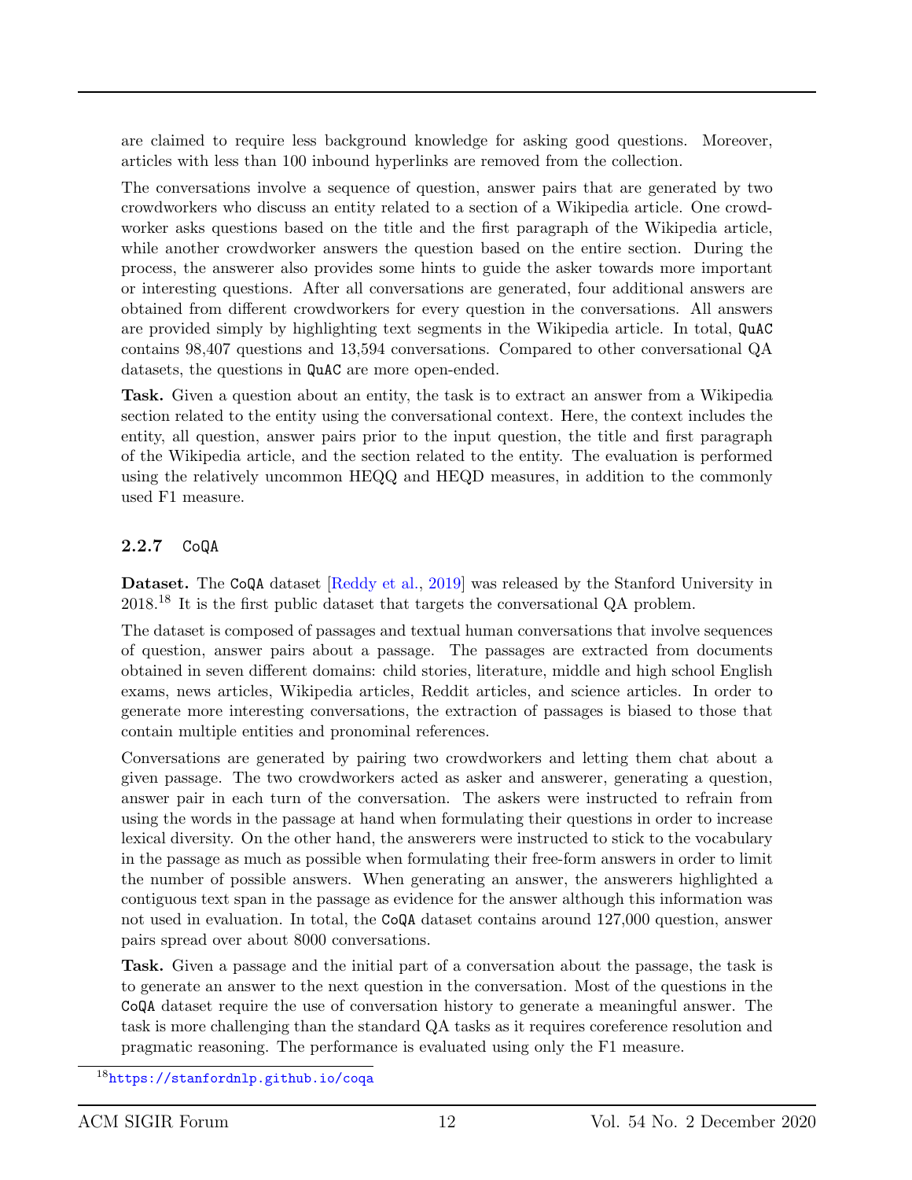are claimed to require less background knowledge for asking good questions. Moreover, articles with less than 100 inbound hyperlinks are removed from the collection.

The conversations involve a sequence of question, answer pairs that are generated by two crowdworkers who discuss an entity related to a section of a Wikipedia article. One crowdworker asks questions based on the title and the first paragraph of the Wikipedia article, while another crowdworker answers the question based on the entire section. During the process, the answerer also provides some hints to guide the asker towards more important or interesting questions. After all conversations are generated, four additional answers are obtained from different crowdworkers for every question in the conversations. All answers are provided simply by highlighting text segments in the Wikipedia article. In total, QuAC contains 98,407 questions and 13,594 conversations. Compared to other conversational QA datasets, the questions in QuAC are more open-ended.

**Task.** Given a question about an entity, the task is to extract an answer from a Wikipedia section related to the entity using the conversational context. Here, the context includes the entity, all question, answer pairs prior to the input question, the title and first paragraph of the Wikipedia article, and the section related to the entity. The evaluation is performed using the relatively uncommon HEQQ and HEQD measures, in addition to the commonly used F1 measure.

### 2.2.7 CoQA

**Dataset.** The CoQA dataset [Reddy et al., 2019] was released by the Stanford University in 2018.[18] It is the first public dataset that targets the conversational QA problem.

The dataset is composed of passages and textual human conversations that involve sequences of question, answer pairs about a passage. The passages are extracted from documents obtained in seven different domains: child stories, literature, middle and high school English exams, news articles, Wikipedia articles, Reddit articles, and science articles. In order to generate more interesting conversations, the extraction of passages is biased to those that contain multiple entities and pronominal references.

Conversations are generated by pairing two crowdworkers and letting them chat about a given passage. The two crowdworkers acted as asker and answerer, generating a question, answer pair in each turn of the conversation. The askers were instructed to refrain from using the words in the passage at hand when formulating their questions in order to increase lexical diversity. On the other hand, the answerers were instructed to stick to the vocabulary in the passage as much as possible when formulating their free-form answers in order to limit the number of possible answers. When generating an answer, the answerers highlighted a contiguous text span in the passage as evidence for the answer although this information was not used in evaluation. In total, the CoQA dataset contains around 127,000 question, answer pairs spread over about 8000 conversations.

**Task.** Given a passage and the initial part of a conversation about the passage, the task is to generate an answer to the next question in the conversation. Most of the questions in the CoQA dataset require the use of conversation history to generate a meaningful answer. The task is more challenging than the standard QA tasks as it requires coreference resolution and pragmatic reasoning. The performance is evaluated using only the F1 measure.

[18] https://stanfordnlp.github.io/coqa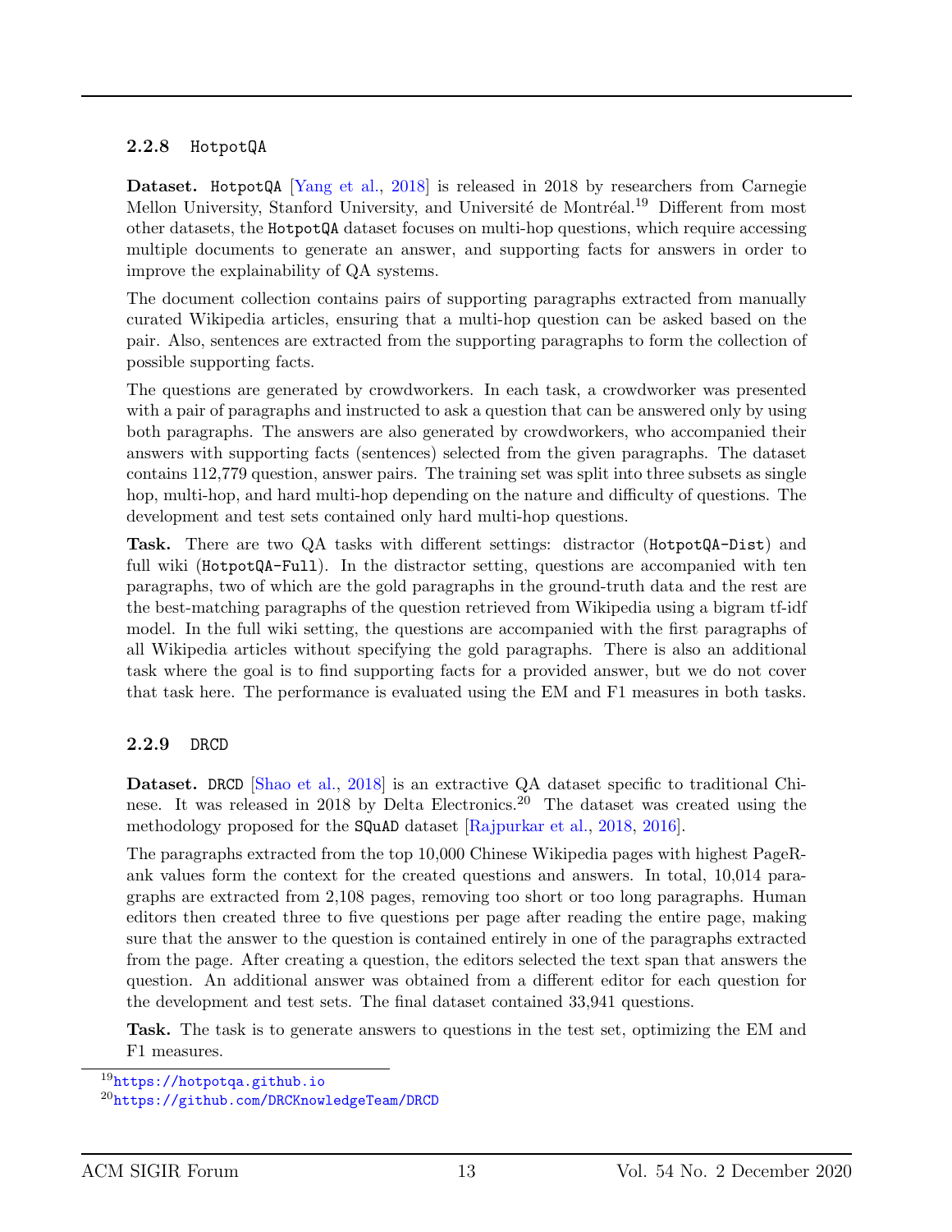### 2.2.8 HotpotQA

**Dataset.** HotpotQA [Yang et al., 2018] is released in 2018 by researchers from Carnegie Mellon University, Stanford University, and Université de Montréal.[19] Different from most other datasets, the HotpotQA dataset focuses on multi-hop questions, which require accessing multiple documents to generate an answer, and supporting facts for answers in order to improve the explainability of QA systems.

The document collection contains pairs of supporting paragraphs extracted from manually curated Wikipedia articles, ensuring that a multi-hop question can be asked based on the pair. Also, sentences are extracted from the supporting paragraphs to form the collection of possible supporting facts.

The questions are generated by crowdworkers. In each task, a crowdworker was presented with a pair of paragraphs and instructed to ask a question that can be answered only by using both paragraphs. The answers are also generated by crowdworkers, who accompanied their answers with supporting facts (sentences) selected from the given paragraphs. The dataset contains 112,779 question, answer pairs. The training set was split into three subsets as single hop, multi-hop, and hard multi-hop depending on the nature and difficulty of questions. The development and test sets contained only hard multi-hop questions.

**Task.** There are two QA tasks with different settings: distractor (HotpotQA-Dist) and full wiki (HotpotQA-Full). In the distractor setting, questions are accompanied with ten paragraphs, two of which are the gold paragraphs in the ground-truth data and the rest are the best-matching paragraphs of the question retrieved from Wikipedia using a bigram tf-idf model. In the full wiki setting, the questions are accompanied with the first paragraphs of all Wikipedia articles without specifying the gold paragraphs. There is also an additional task where the goal is to find supporting facts for a provided answer, but we do not cover that task here. The performance is evaluated using the EM and F1 measures in both tasks.

### 2.2.9 DRCD

**Dataset.** DRCD [Shao et al., 2018] is an extractive QA dataset specific to traditional Chinese. It was released in 2018 by Delta Electronics.[20] The dataset was created using the methodology proposed for the SQuAD dataset [Rajpurkar et al., 2018, 2016].

The paragraphs extracted from the top 10,000 Chinese Wikipedia pages with highest PageRank values form the context for the created questions and answers. In total, 10,014 paragraphs are extracted from 2,108 pages, removing too short or too long paragraphs. Human editors then created three to five questions per page after reading the entire page, making sure that the answer to the question is contained entirely in one of the paragraphs extracted from the page. After creating a question, the editors selected the text span that answers the question. An additional answer was obtained from a different editor for each question for the development and test sets. The final dataset contained 33,941 questions.

**Task.** The task is to generate answers to questions in the test set, optimizing the EM and F1 measures.

[19] https://hotpotqa.github.io

[20] https://github.com/DRCKnowledgeTeam/DRCD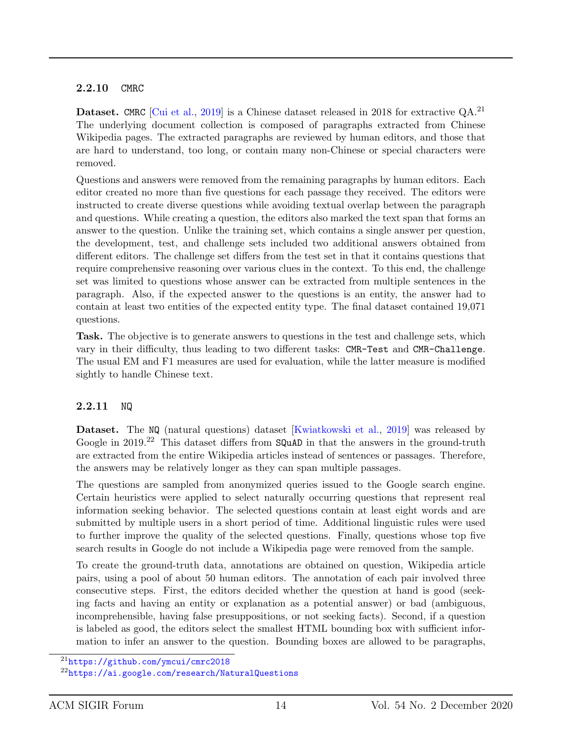### 2.2.10 CMRC

**Dataset.** CMRC [Cui et al., 2019] is a Chinese dataset released in 2018 for extractive QA.[21] The underlying document collection is composed of paragraphs extracted from Chinese Wikipedia pages. The extracted paragraphs are reviewed by human editors, and those that are hard to understand, too long, or contain many non-Chinese or special characters were removed.

Questions and answers were removed from the remaining paragraphs by human editors. Each editor created no more than five questions for each passage they received. The editors were instructed to create diverse questions while avoiding textual overlap between the paragraph and questions. While creating a question, the editors also marked the text span that forms an answer to the question. Unlike the training set, which contains a single answer per question, the development, test, and challenge sets included two additional answers obtained from different editors. The challenge set differs from the test set in that it contains questions that require comprehensive reasoning over various clues in the context. To this end, the challenge set was limited to questions whose answer can be extracted from multiple sentences in the paragraph. Also, if the expected answer to the questions is an entity, the answer had to contain at least two entities of the expected entity type. The final dataset contained 19,071 questions.

**Task.** The objective is to generate answers to questions in the test and challenge sets, which vary in their difficulty, thus leading to two different tasks: `CMR-Test` and `CMR-Challenge`. The usual EM and F1 measures are used for evaluation, while the latter measure is modified sightly to handle Chinese text.

### 2.2.11 NQ

**Dataset.** The NQ (natural questions) dataset [Kwiatkowski et al., 2019] was released by Google in 2019.[22] This dataset differs from SQuAD in that the answers in the ground-truth are extracted from the entire Wikipedia articles instead of sentences or passages. Therefore, the answers may be relatively longer as they can span multiple passages.

The questions are sampled from anonymized queries issued to the Google search engine. Certain heuristics were applied to select naturally occurring questions that represent real information seeking behavior. The selected questions contain at least eight words and are submitted by multiple users in a short period of time. Additional linguistic rules were used to further improve the quality of the selected questions. Finally, questions whose top five search results in Google do not include a Wikipedia page were removed from the sample.

To create the ground-truth data, annotations are obtained on question, Wikipedia article pairs, using a pool of about 50 human editors. The annotation of each pair involved three consecutive steps. First, the editors decided whether the question at hand is good (seeking facts and having an entity or explanation as a potential answer) or bad (ambiguous, incomprehensible, having false presuppositions, or not seeking facts). Second, if a question is labeled as good, the editors select the smallest HTML bounding box with sufficient information to infer an answer to the question. Bounding boxes are allowed to be paragraphs,

[21] https://github.com/ymcui/cmrc2018

[22] https://ai.google.com/research/NaturalQuestions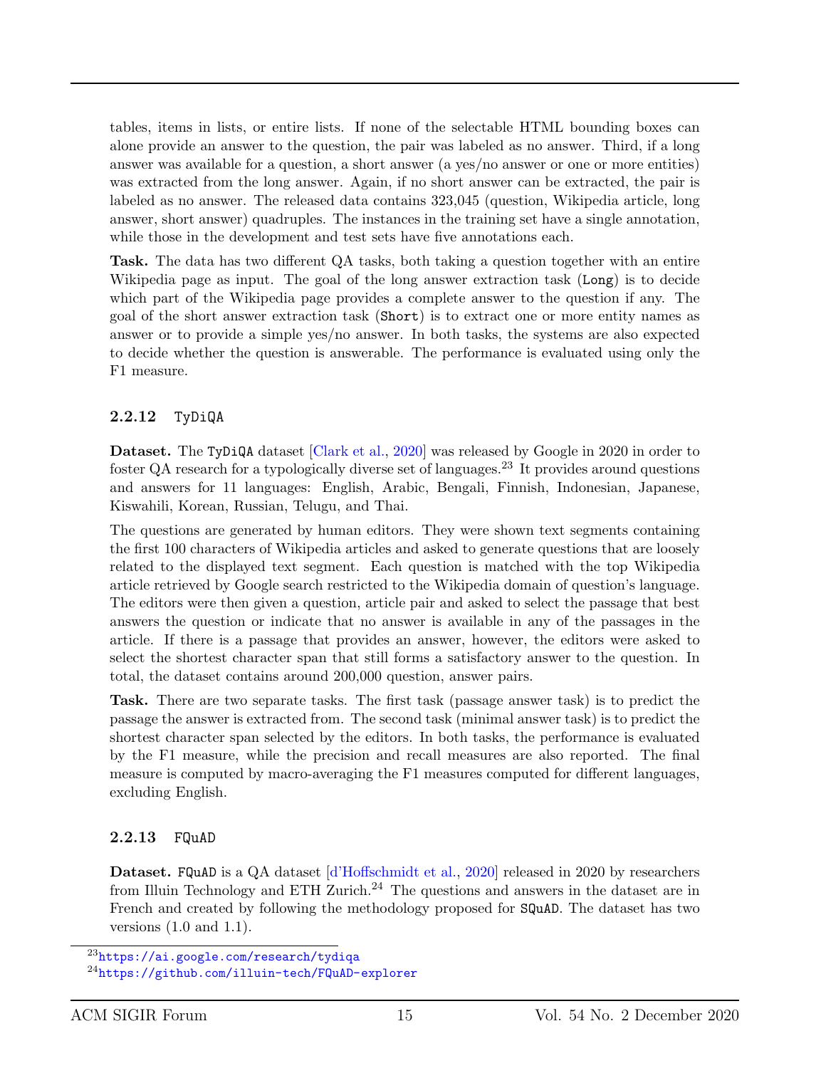tables, items in lists, or entire lists. If none of the selectable HTML bounding boxes can alone provide an answer to the question, the pair was labeled as no answer. Third, if a long answer was available for a question, a short answer (a yes/no answer or one or more entities) was extracted from the long answer. Again, if no short answer can be extracted, the pair is labeled as no answer. The released data contains 323,045 (question, Wikipedia article, long answer, short answer) quadruples. The instances in the training set have a single annotation, while those in the development and test sets have five annotations each.

**Task.** The data has two different QA tasks, both taking a question together with an entire Wikipedia page as input. The goal of the long answer extraction task (`Long`) is to decide which part of the Wikipedia page provides a complete answer to the question if any. The goal of the short answer extraction task (`Short`) is to extract one or more entity names as answer or to provide a simple yes/no answer. In both tasks, the systems are also expected to decide whether the question is answerable. The performance is evaluated using only the F1 measure.

#### 2.2.12 `TyDiQA`

**Dataset.** The `TyDiQA` dataset [Clark et al., 2020] was released by Google in 2020 in order to foster QA research for a typologically diverse set of languages.[23] It provides around questions and answers for 11 languages: English, Arabic, Bengali, Finnish, Indonesian, Japanese, Kiswahili, Korean, Russian, Telugu, and Thai.

The questions are generated by human editors. They were shown text segments containing the first 100 characters of Wikipedia articles and asked to generate questions that are loosely related to the displayed text segment. Each question is matched with the top Wikipedia article retrieved by Google search restricted to the Wikipedia domain of question's language. The editors were then given a question, article pair and asked to select the passage that best answers the question or indicate that no answer is available in any of the passages in the article. If there is a passage that provides an answer, however, the editors were asked to select the shortest character span that still forms a satisfactory answer to the question. In total, the dataset contains around 200,000 question, answer pairs.

**Task.** There are two separate tasks. The first task (passage answer task) is to predict the passage the answer is extracted from. The second task (minimal answer task) is to predict the shortest character span selected by the editors. In both tasks, the performance is evaluated by the F1 measure, while the precision and recall measures are also reported. The final measure is computed by macro-averaging the F1 measures computed for different languages, excluding English.

#### 2.2.13 `FQuAD`

**Dataset.** `FQuAD` is a QA dataset [d'Hoffschmidt et al., 2020] released in 2020 by researchers from Illuin Technology and ETH Zurich.[24] The questions and answers in the dataset are in French and created by following the methodology proposed for `SQuAD`. The dataset has two versions (1.0 and 1.1).

[23] https://ai.google.com/research/tydiqa

[24] https://github.com/illuin-tech/FQuAD-explorer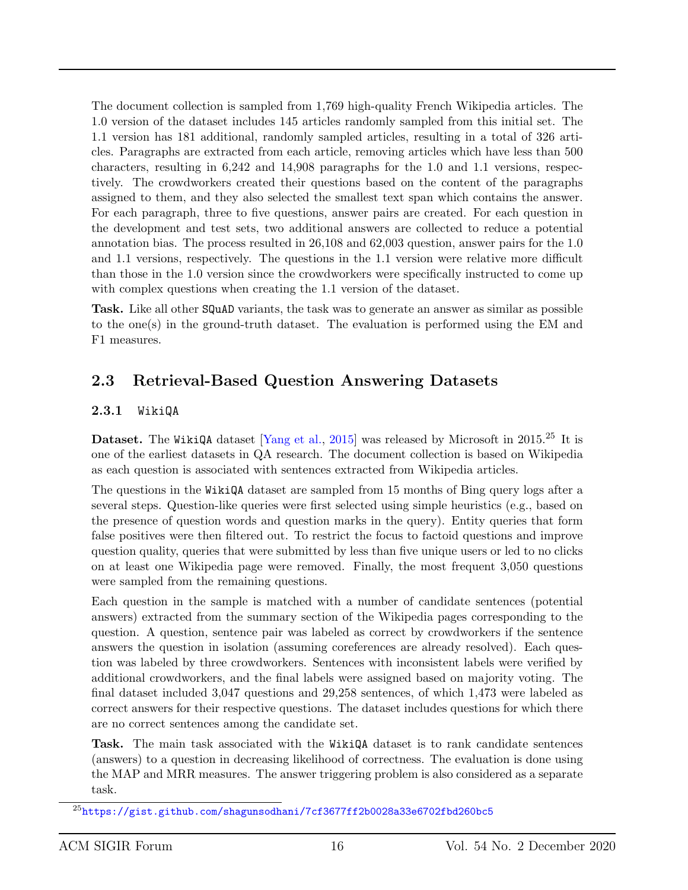The document collection is sampled from 1,769 high-quality French Wikipedia articles. The 1.0 version of the dataset includes 145 articles randomly sampled from this initial set. The 1.1 version has 181 additional, randomly sampled articles, resulting in a total of 326 articles. Paragraphs are extracted from each article, removing articles which have less than 500 characters, resulting in 6,242 and 14,908 paragraphs for the 1.0 and 1.1 versions, respectively. The crowdworkers created their questions based on the content of the paragraphs assigned to them, and they also selected the smallest text span which contains the answer. For each paragraph, three to five questions, answer pairs are created. For each question in the development and test sets, two additional answers are collected to reduce a potential annotation bias. The process resulted in 26,108 and 62,003 question, answer pairs for the 1.0 and 1.1 versions, respectively. The questions in the 1.1 version were relative more difficult than those in the 1.0 version since the crowdworkers were specifically instructed to come up with complex questions when creating the 1.1 version of the dataset.

**Task.** Like all other `SQuAD` variants, the task was to generate an answer as similar as possible to the one(s) in the ground-truth dataset. The evaluation is performed using the EM and F1 measures.

## 2.3 Retrieval-Based Question Answering Datasets

### 2.3.1 `WikiQA`

**Dataset.** The `WikiQA` dataset [Yang et al., 2015] was released by Microsoft in 2015.[25] It is one of the earliest datasets in QA research. The document collection is based on Wikipedia as each question is associated with sentences extracted from Wikipedia articles.

The questions in the `WikiQA` dataset are sampled from 15 months of Bing query logs after a several steps. Question-like queries were first selected using simple heuristics (e.g., based on the presence of question words and question marks in the query). Entity queries that form false positives were then filtered out. To restrict the focus to factoid questions and improve question quality, queries that were submitted by less than five unique users or led to no clicks on at least one Wikipedia page were removed. Finally, the most frequent 3,050 questions were sampled from the remaining questions.

Each question in the sample is matched with a number of candidate sentences (potential answers) extracted from the summary section of the Wikipedia pages corresponding to the question. A question, sentence pair was labeled as correct by crowdworkers if the sentence answers the question in isolation (assuming coreferences are already resolved). Each question was labeled by three crowdworkers. Sentences with inconsistent labels were verified by additional crowdworkers, and the final labels were assigned based on majority voting. The final dataset included 3,047 questions and 29,258 sentences, of which 1,473 were labeled as correct answers for their respective questions. The dataset includes questions for which there are no correct sentences among the candidate set.

**Task.** The main task associated with the `WikiQA` dataset is to rank candidate sentences (answers) to a question in decreasing likelihood of correctness. The evaluation is done using the MAP and MRR measures. The answer triggering problem is also considered as a separate task.

[25] https://gist.github.com/shagunsodhani/7cf3677ff2b0028a33e6702fbd260bc5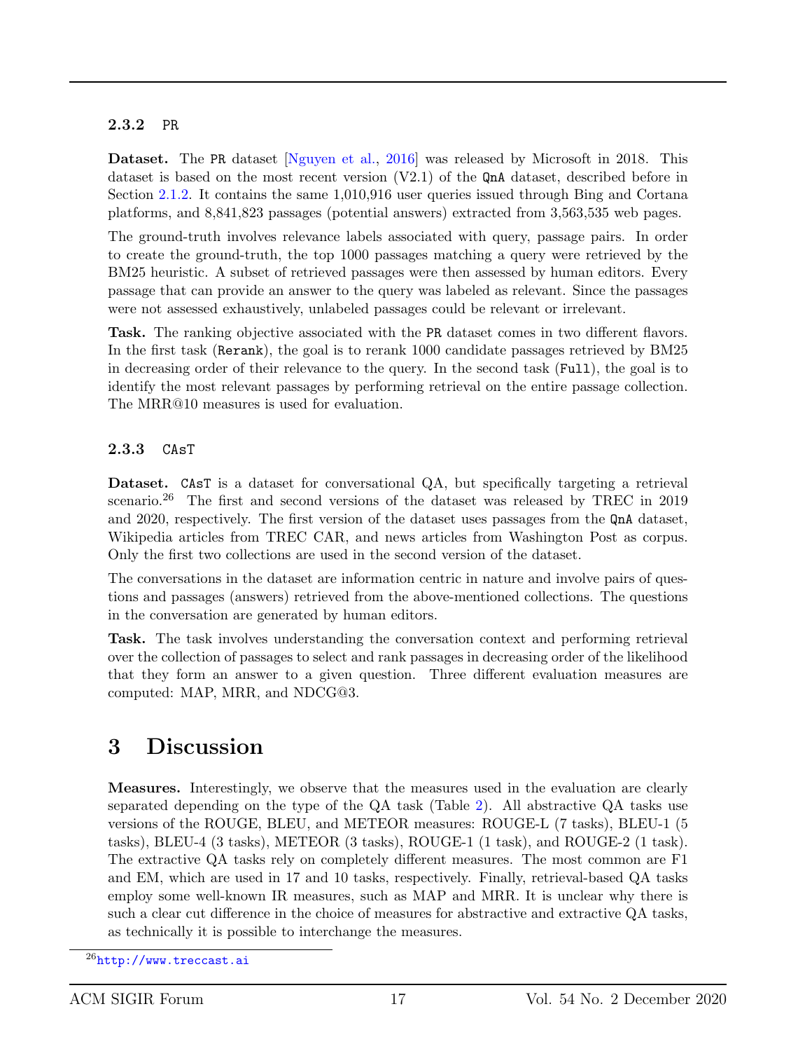### 2.3.2 PR

**Dataset.** The PR dataset [Nguyen et al., 2016] was released by Microsoft in 2018. This dataset is based on the most recent version (V2.1) of the QnA dataset, described before in Section 2.1.2. It contains the same 1,010,916 user queries issued through Bing and Cortana platforms, and 8,841,823 passages (potential answers) extracted from 3,563,535 web pages.

The ground-truth involves relevance labels associated with query, passage pairs. In order to create the ground-truth, the top 1000 passages matching a query were retrieved by the BM25 heuristic. A subset of retrieved passages were then assessed by human editors. Every passage that can provide an answer to the query was labeled as relevant. Since the passages were not assessed exhaustively, unlabeled passages could be relevant or irrelevant.

**Task.** The ranking objective associated with the PR dataset comes in two different flavors. In the first task (Rerank), the goal is to rerank 1000 candidate passages retrieved by BM25 in decreasing order of their relevance to the query. In the second task (Full), the goal is to identify the most relevant passages by performing retrieval on the entire passage collection. The MRR@10 measures is used for evaluation.

### 2.3.3 CAsT

**Dataset.** CAsT is a dataset for conversational QA, but specifically targeting a retrieval scenario.[26] The first and second versions of the dataset was released by TREC in 2019 and 2020, respectively. The first version of the dataset uses passages from the QnA dataset, Wikipedia articles from TREC CAR, and news articles from Washington Post as corpus. Only the first two collections are used in the second version of the dataset.

The conversations in the dataset are information centric in nature and involve pairs of questions and passages (answers) retrieved from the above-mentioned collections. The questions in the conversation are generated by human editors.

**Task.** The task involves understanding the conversation context and performing retrieval over the collection of passages to select and rank passages in decreasing order of the likelihood that they form an answer to a given question. Three different evaluation measures are computed: MAP, MRR, and NDCG@3.

# 3 Discussion

**Measures.** Interestingly, we observe that the measures used in the evaluation are clearly separated depending on the type of the QA task (Table 2). All abstractive QA tasks use versions of the ROUGE, BLEU, and METEOR measures: ROUGE-L (7 tasks), BLEU-1 (5 tasks), BLEU-4 (3 tasks), METEOR (3 tasks), ROUGE-1 (1 task), and ROUGE-2 (1 task). The extractive QA tasks rely on completely different measures. The most common are F1 and EM, which are used in 17 and 10 tasks, respectively. Finally, retrieval-based QA tasks employ some well-known IR measures, such as MAP and MRR. It is unclear why there is such a clear cut difference in the choice of measures for abstractive and extractive QA tasks, as technically it is possible to interchange the measures.

[26] http://www.treccast.ai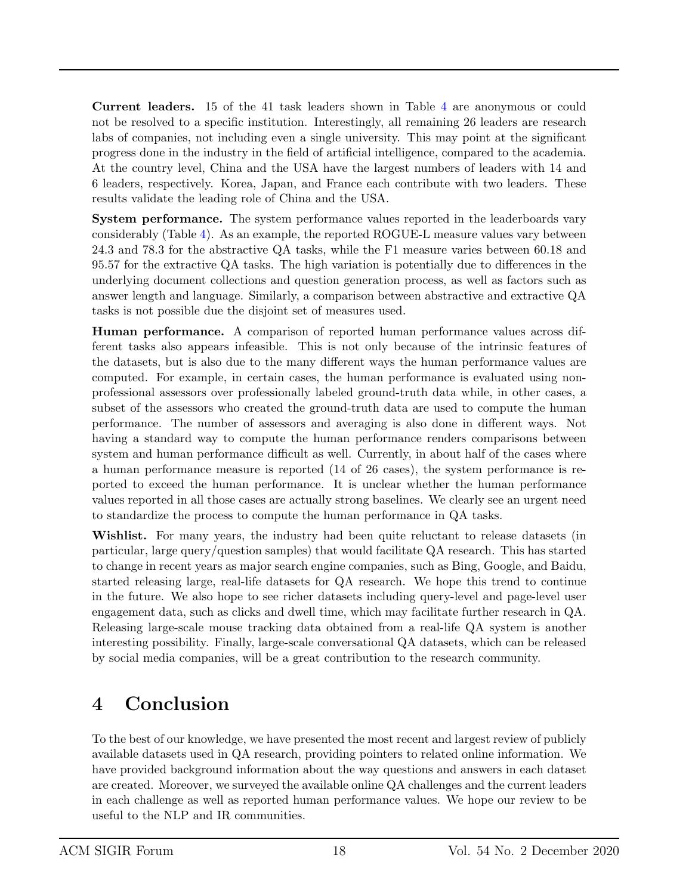**Current leaders.** 15 of the 41 task leaders shown in Table 4 are anonymous or could not be resolved to a specific institution. Interestingly, all remaining 26 leaders are research labs of companies, not including even a single university. This may point at the significant progress done in the industry in the field of artificial intelligence, compared to the academia. At the country level, China and the USA have the largest numbers of leaders with 14 and 6 leaders, respectively. Korea, Japan, and France each contribute with two leaders. These results validate the leading role of China and the USA.

**System performance.** The system performance values reported in the leaderboards vary considerably (Table 4). As an example, the reported ROGUE-L measure values vary between 24.3 and 78.3 for the abstractive QA tasks, while the F1 measure varies between 60.18 and 95.57 for the extractive QA tasks. The high variation is potentially due to differences in the underlying document collections and question generation process, as well as factors such as answer length and language. Similarly, a comparison between abstractive and extractive QA tasks is not possible due the disjoint set of measures used.

**Human performance.** A comparison of reported human performance values across different tasks also appears infeasible. This is not only because of the intrinsic features of the datasets, but is also due to the many different ways the human performance values are computed. For example, in certain cases, the human performance is evaluated using non-professional assessors over professionally labeled ground-truth data while, in other cases, a subset of the assessors who created the ground-truth data are used to compute the human performance. The number of assessors and averaging is also done in different ways. Not having a standard way to compute the human performance renders comparisons between system and human performance difficult as well. Currently, in about half of the cases where a human performance measure is reported (14 of 26 cases), the system performance is reported to exceed the human performance. It is unclear whether the human performance values reported in all those cases are actually strong baselines. We clearly see an urgent need to standardize the process to compute the human performance in QA tasks.

**Wishlist.** For many years, the industry had been quite reluctant to release datasets (in particular, large query/question samples) that would facilitate QA research. This has started to change in recent years as major search engine companies, such as Bing, Google, and Baidu, started releasing large, real-life datasets for QA research. We hope this trend to continue in the future. We also hope to see richer datasets including query-level and page-level user engagement data, such as clicks and dwell time, which may facilitate further research in QA. Releasing large-scale mouse tracking data obtained from a real-life QA system is another interesting possibility. Finally, large-scale conversational QA datasets, which can be released by social media companies, will be a great contribution to the research community.

# 4 Conclusion

To the best of our knowledge, we have presented the most recent and largest review of publicly available datasets used in QA research, providing pointers to related online information. We have provided background information about the way questions and answers in each dataset are created. Moreover, we surveyed the available online QA challenges and the current leaders in each challenge as well as reported human performance values. We hope our review to be useful to the NLP and IR communities.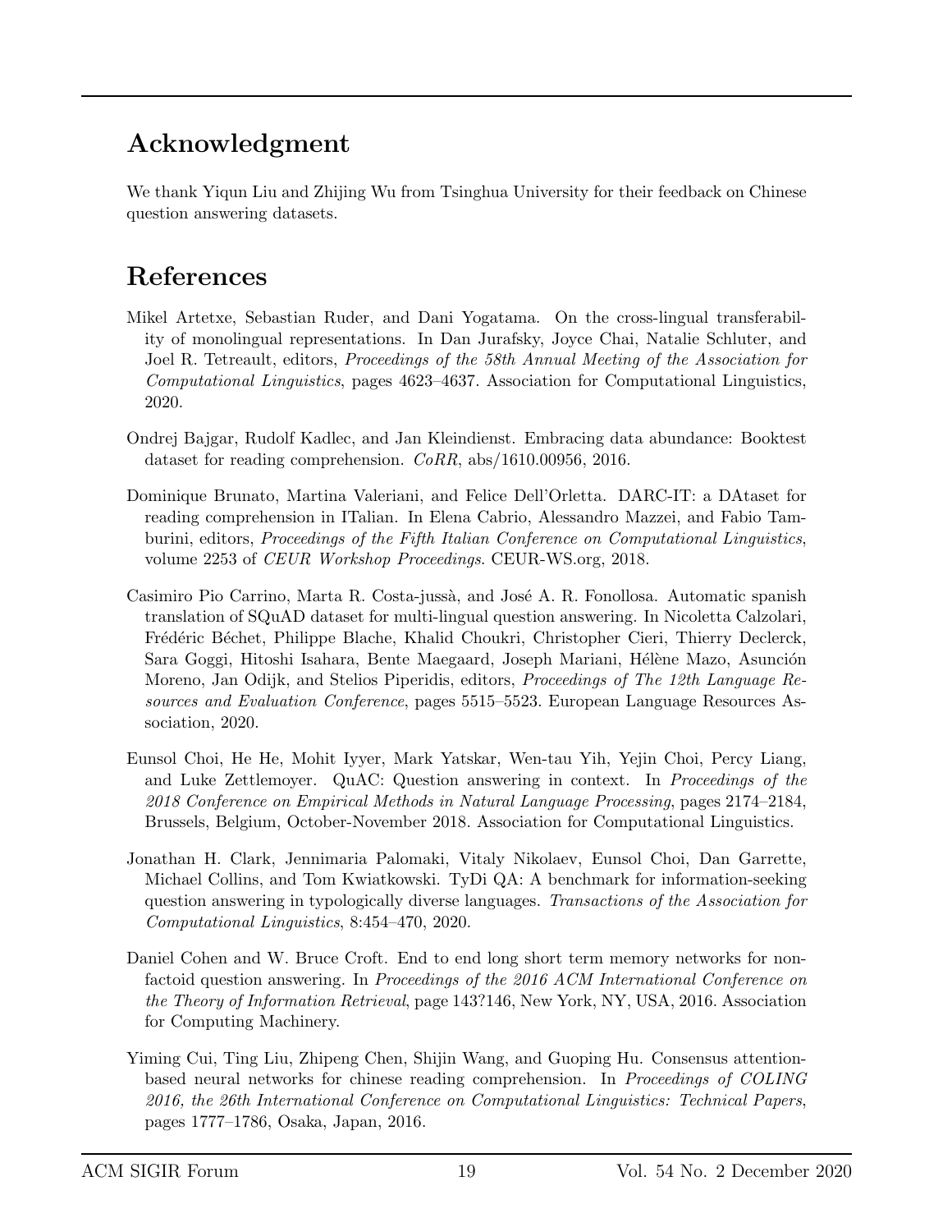## Acknowledgment

We thank Yiqun Liu and Zhijing Wu from Tsinghua University for their feedback on Chinese question answering datasets.

## References

Mikel Artetxe, Sebastian Ruder, and Dani Yogatama. On the cross-lingual transferability of monolingual representations. In Dan Jurafsky, Joyce Chai, Natalie Schluter, and Joel R. Tetreault, editors, *Proceedings of the 58th Annual Meeting of the Association for Computational Linguistics*, pages 4623–4637. Association for Computational Linguistics, 2020.

Ondrej Bajgar, Rudolf Kadlec, and Jan Kleindienst. Embracing data abundance: Booktest dataset for reading comprehension. *CoRR*, abs/1610.00956, 2016.

Dominique Brunato, Martina Valeriani, and Felice Dell'Orletta. DARC-IT: a DAtaset for reading comprehension in ITalian. In Elena Cabrio, Alessandro Mazzei, and Fabio Tamburini, editors, *Proceedings of the Fifth Italian Conference on Computational Linguistics*, volume 2253 of *CEUR Workshop Proceedings*. CEUR-WS.org, 2018.

Casimiro Pio Carrino, Marta R. Costa-jussà, and José A. R. Fonollosa. Automatic spanish translation of SQuAD dataset for multi-lingual question answering. In Nicoletta Calzolari, Frédéric Béchet, Philippe Blache, Khalid Choukri, Christopher Cieri, Thierry Declerck, Sara Goggi, Hitoshi Isahara, Bente Maegaard, Joseph Mariani, Hélène Mazo, Asunción Moreno, Jan Odijk, and Stelios Piperidis, editors, *Proceedings of The 12th Language Resources and Evaluation Conference*, pages 5515–5523. European Language Resources Association, 2020.

Eunsol Choi, He He, Mohit Iyyer, Mark Yatskar, Wen-tau Yih, Yejin Choi, Percy Liang, and Luke Zettlemoyer. QuAC: Question answering in context. In *Proceedings of the 2018 Conference on Empirical Methods in Natural Language Processing*, pages 2174–2184, Brussels, Belgium, October-November 2018. Association for Computational Linguistics.

Jonathan H. Clark, Jennimaria Palomaki, Vitaly Nikolaev, Eunsol Choi, Dan Garrette, Michael Collins, and Tom Kwiatkowski. TyDi QA: A benchmark for information-seeking question answering in typologically diverse languages. *Transactions of the Association for Computational Linguistics*, 8:454–470, 2020.

Daniel Cohen and W. Bruce Croft. End to end long short term memory networks for non-factoid question answering. In *Proceedings of the 2016 ACM International Conference on the Theory of Information Retrieval*, page 143?146, New York, NY, USA, 2016. Association for Computing Machinery.

Yiming Cui, Ting Liu, Zhipeng Chen, Shijin Wang, and Guoping Hu. Consensus attention-based neural networks for chinese reading comprehension. In *Proceedings of COLING 2016, the 26th International Conference on Computational Linguistics: Technical Papers*, pages 1777–1786, Osaka, Japan, 2016.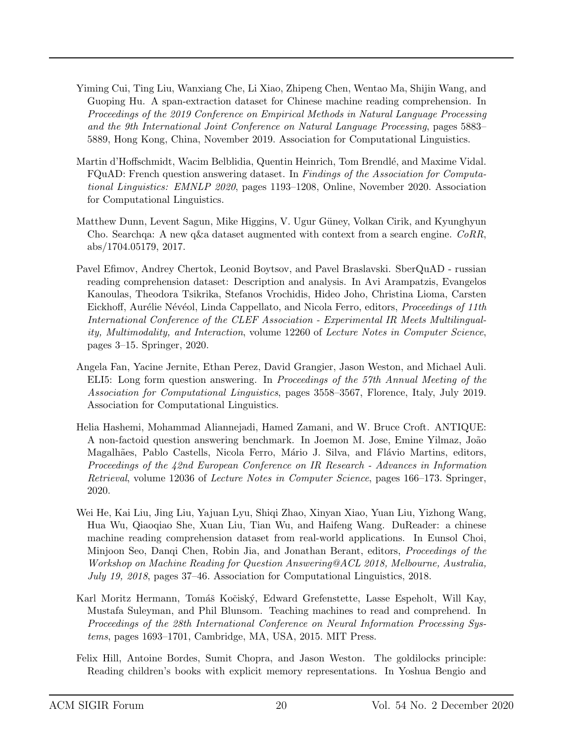Yiming Cui, Ting Liu, Wanxiang Che, Li Xiao, Zhipeng Chen, Wentao Ma, Shijin Wang, and Guoping Hu. A span-extraction dataset for Chinese machine reading comprehension. In *Proceedings of the 2019 Conference on Empirical Methods in Natural Language Processing and the 9th International Joint Conference on Natural Language Processing*, pages 5883–5889, Hong Kong, China, November 2019. Association for Computational Linguistics.

Martin d'Hoffschmidt, Wacim Belblidia, Quentin Heinrich, Tom Brendlé, and Maxime Vidal. FQuAD: French question answering dataset. In *Findings of the Association for Computational Linguistics: EMNLP 2020*, pages 1193–1208, Online, November 2020. Association for Computational Linguistics.

Matthew Dunn, Levent Sagun, Mike Higgins, V. Ugur Güney, Volkan Cirik, and Kyunghyun Cho. Searchqa: A new q&a dataset augmented with context from a search engine. *CoRR*, abs/1704.05179, 2017.

Pavel Efimov, Andrey Chertok, Leonid Boytsov, and Pavel Braslavski. SberQuAD - russian reading comprehension dataset: Description and analysis. In Avi Arampatzis, Evangelos Kanoulas, Theodora Tsikrika, Stefanos Vrochidis, Hideo Joho, Christina Lioma, Carsten Eickhoff, Aurélie Névéol, Linda Cappellato, and Nicola Ferro, editors, *Proceedings of 11th International Conference of the CLEF Association - Experimental IR Meets Multilinguality, Multimodality, and Interaction*, volume 12260 of *Lecture Notes in Computer Science*, pages 3–15. Springer, 2020.

Angela Fan, Yacine Jernite, Ethan Perez, David Grangier, Jason Weston, and Michael Auli. ELI5: Long form question answering. In *Proceedings of the 57th Annual Meeting of the Association for Computational Linguistics*, pages 3558–3567, Florence, Italy, July 2019. Association for Computational Linguistics.

Helia Hashemi, Mohammad Aliannejadi, Hamed Zamani, and W. Bruce Croft. ANTIQUE: A non-factoid question answering benchmark. In Joemon M. Jose, Emine Yilmaz, João Magalhães, Pablo Castells, Nicola Ferro, Mário J. Silva, and Flávio Martins, editors, *Proceedings of the 42nd European Conference on IR Research - Advances in Information Retrieval*, volume 12036 of *Lecture Notes in Computer Science*, pages 166–173. Springer, 2020.

Wei He, Kai Liu, Jing Liu, Yajuan Lyu, Shiqi Zhao, Xinyan Xiao, Yuan Liu, Yizhong Wang, Hua Wu, Qiaoqiao She, Xuan Liu, Tian Wu, and Haifeng Wang. DuReader: a chinese machine reading comprehension dataset from real-world applications. In Eunsol Choi, Minjoon Seo, Danqi Chen, Robin Jia, and Jonathan Berant, editors, *Proceedings of the Workshop on Machine Reading for Question Answering@ACL 2018, Melbourne, Australia, July 19, 2018*, pages 37–46. Association for Computational Linguistics, 2018.

Karl Moritz Hermann, Tomáš Kočiský, Edward Grefenstette, Lasse Espeholt, Will Kay, Mustafa Suleyman, and Phil Blunsom. Teaching machines to read and comprehend. In *Proceedings of the 28th International Conference on Neural Information Processing Systems*, pages 1693–1701, Cambridge, MA, USA, 2015. MIT Press.

Felix Hill, Antoine Bordes, Sumit Chopra, and Jason Weston. The goldilocks principle: Reading children's books with explicit memory representations. In Yoshua Bengio and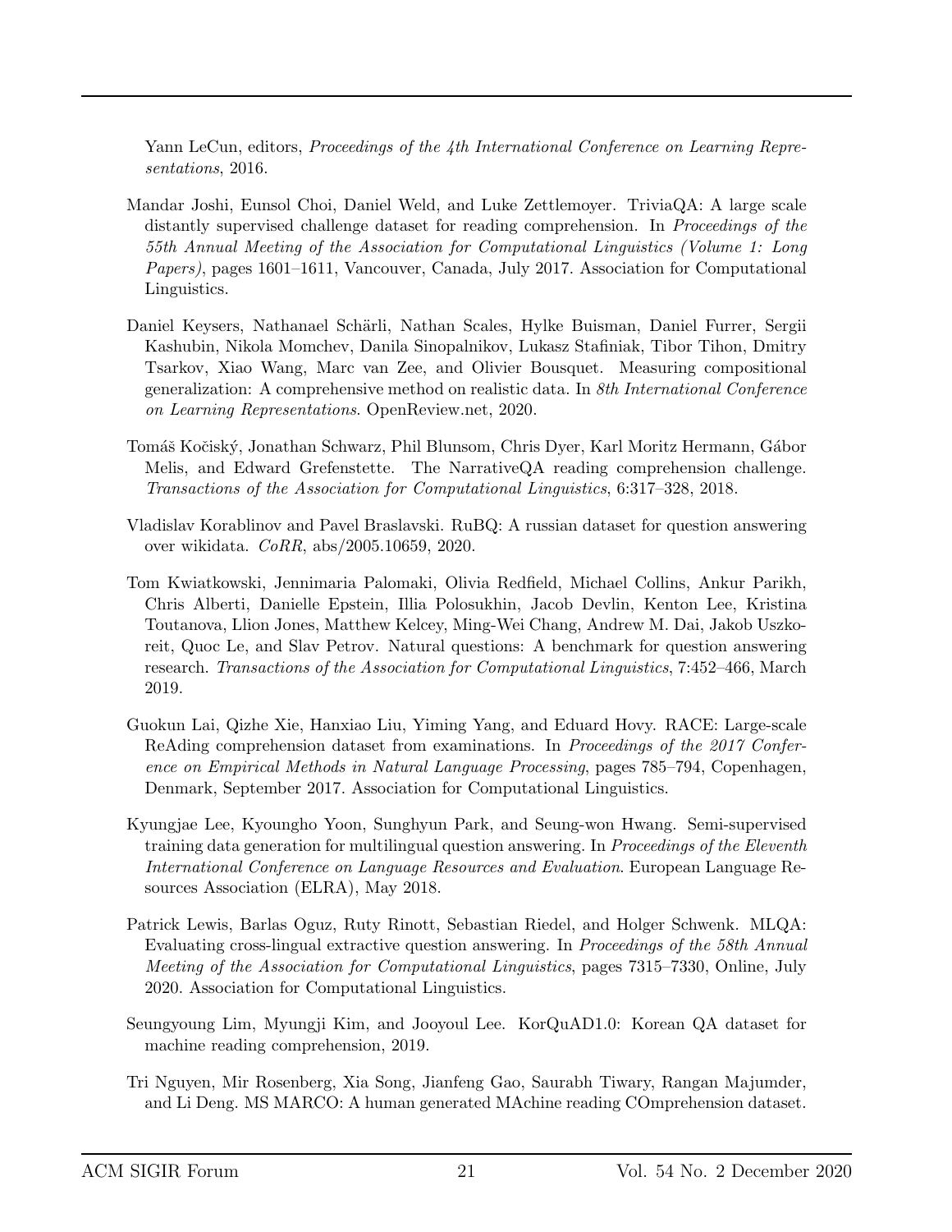Yann LeCun, editors, *Proceedings of the 4th International Conference on Learning Representations*, 2016.

Mandar Joshi, Eunsol Choi, Daniel Weld, and Luke Zettlemoyer. TriviaQA: A large scale distantly supervised challenge dataset for reading comprehension. In *Proceedings of the 55th Annual Meeting of the Association for Computational Linguistics (Volume 1: Long Papers)*, pages 1601–1611, Vancouver, Canada, July 2017. Association for Computational Linguistics.

Daniel Keysers, Nathanael Schärli, Nathan Scales, Hylke Buisman, Daniel Furrer, Sergii Kashubin, Nikola Momchev, Danila Sinopalnikov, Lukasz Stafiniak, Tibor Tihon, Dmitry Tsarkov, Xiao Wang, Marc van Zee, and Olivier Bousquet. Measuring compositional generalization: A comprehensive method on realistic data. In *8th International Conference on Learning Representations*. OpenReview.net, 2020.

Tomáš Kočiský, Jonathan Schwarz, Phil Blunsom, Chris Dyer, Karl Moritz Hermann, Gábor Melis, and Edward Grefenstette. The NarrativeQA reading comprehension challenge. *Transactions of the Association for Computational Linguistics*, 6:317–328, 2018.

Vladislav Korablinov and Pavel Braslavski. RuBQ: A russian dataset for question answering over wikidata. *CoRR*, abs/2005.10659, 2020.

Tom Kwiatkowski, Jennimaria Palomaki, Olivia Redfield, Michael Collins, Ankur Parikh, Chris Alberti, Danielle Epstein, Illia Polosukhin, Jacob Devlin, Kenton Lee, Kristina Toutanova, Llion Jones, Matthew Kelcey, Ming-Wei Chang, Andrew M. Dai, Jakob Uszkoreit, Quoc Le, and Slav Petrov. Natural questions: A benchmark for question answering research. *Transactions of the Association for Computational Linguistics*, 7:452–466, March 2019.

Guokun Lai, Qizhe Xie, Hanxiao Liu, Yiming Yang, and Eduard Hovy. RACE: Large-scale ReAding comprehension dataset from examinations. In *Proceedings of the 2017 Conference on Empirical Methods in Natural Language Processing*, pages 785–794, Copenhagen, Denmark, September 2017. Association for Computational Linguistics.

Kyungjae Lee, Kyoungho Yoon, Sunghyun Park, and Seung-won Hwang. Semi-supervised training data generation for multilingual question answering. In *Proceedings of the Eleventh International Conference on Language Resources and Evaluation*. European Language Resources Association (ELRA), May 2018.

Patrick Lewis, Barlas Oguz, Ruty Rinott, Sebastian Riedel, and Holger Schwenk. MLQA: Evaluating cross-lingual extractive question answering. In *Proceedings of the 58th Annual Meeting of the Association for Computational Linguistics*, pages 7315–7330, Online, July 2020. Association for Computational Linguistics.

Seungyoung Lim, Myungji Kim, and Jooyoul Lee. KorQuAD1.0: Korean QA dataset for machine reading comprehension, 2019.

Tri Nguyen, Mir Rosenberg, Xia Song, Jianfeng Gao, Saurabh Tiwary, Rangan Majumder, and Li Deng. MS MARCO: A human generated MAchine reading COmprehension dataset.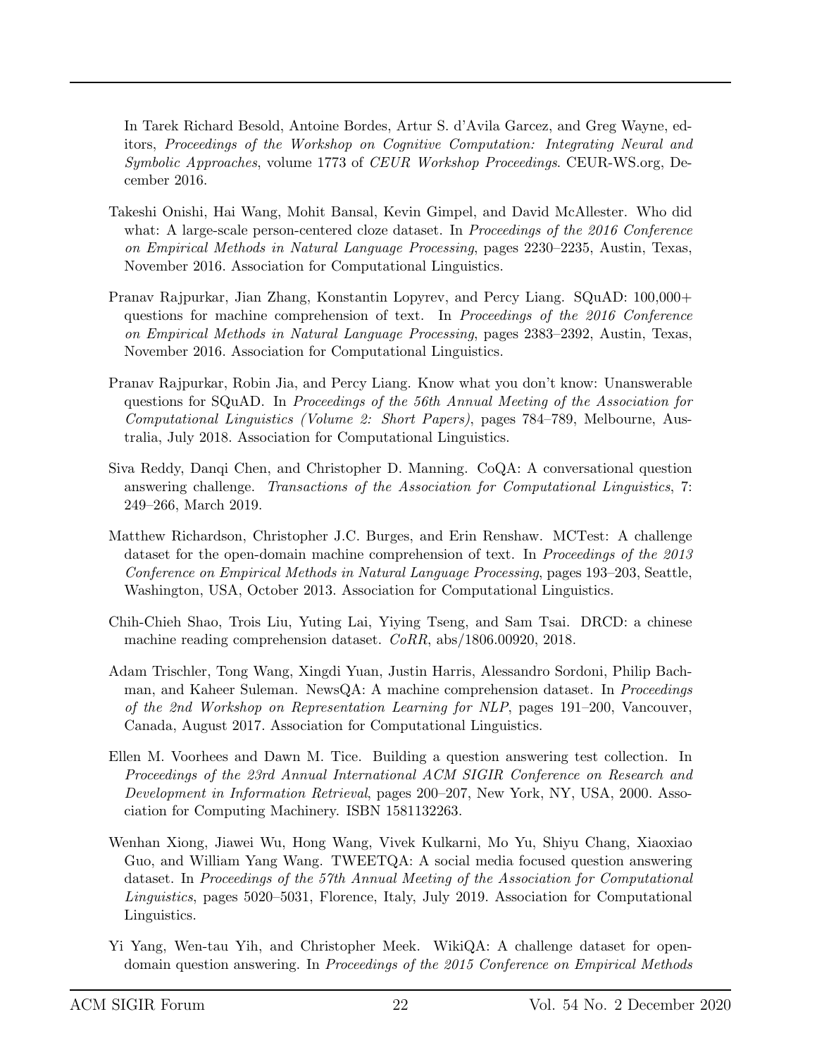In Tarek Richard Besold, Antoine Bordes, Artur S. d'Avila Garcez, and Greg Wayne, editors, *Proceedings of the Workshop on Cognitive Computation: Integrating Neural and Symbolic Approaches*, volume 1773 of *CEUR Workshop Proceedings*. CEUR-WS.org, December 2016.

Takeshi Onishi, Hai Wang, Mohit Bansal, Kevin Gimpel, and David McAllester. Who did what: A large-scale person-centered cloze dataset. In *Proceedings of the 2016 Conference on Empirical Methods in Natural Language Processing*, pages 2230–2235, Austin, Texas, November 2016. Association for Computational Linguistics.

Pranav Rajpurkar, Jian Zhang, Konstantin Lopyrev, and Percy Liang. SQuAD: 100,000+ questions for machine comprehension of text. In *Proceedings of the 2016 Conference on Empirical Methods in Natural Language Processing*, pages 2383–2392, Austin, Texas, November 2016. Association for Computational Linguistics.

Pranav Rajpurkar, Robin Jia, and Percy Liang. Know what you don't know: Unanswerable questions for SQuAD. In *Proceedings of the 56th Annual Meeting of the Association for Computational Linguistics (Volume 2: Short Papers)*, pages 784–789, Melbourne, Australia, July 2018. Association for Computational Linguistics.

Siva Reddy, Danqi Chen, and Christopher D. Manning. CoQA: A conversational question answering challenge. *Transactions of the Association for Computational Linguistics*, 7: 249–266, March 2019.

Matthew Richardson, Christopher J.C. Burges, and Erin Renshaw. MCTest: A challenge dataset for the open-domain machine comprehension of text. In *Proceedings of the 2013 Conference on Empirical Methods in Natural Language Processing*, pages 193–203, Seattle, Washington, USA, October 2013. Association for Computational Linguistics.

Chih-Chieh Shao, Trois Liu, Yuting Lai, Yiying Tseng, and Sam Tsai. DRCD: a chinese machine reading comprehension dataset. *CoRR*, abs/1806.00920, 2018.

Adam Trischler, Tong Wang, Xingdi Yuan, Justin Harris, Alessandro Sordoni, Philip Bachman, and Kaheer Suleman. NewsQA: A machine comprehension dataset. In *Proceedings of the 2nd Workshop on Representation Learning for NLP*, pages 191–200, Vancouver, Canada, August 2017. Association for Computational Linguistics.

Ellen M. Voorhees and Dawn M. Tice. Building a question answering test collection. In *Proceedings of the 23rd Annual International ACM SIGIR Conference on Research and Development in Information Retrieval*, pages 200–207, New York, NY, USA, 2000. Association for Computing Machinery. ISBN 1581132263.

Wenhan Xiong, Jiawei Wu, Hong Wang, Vivek Kulkarni, Mo Yu, Shiyu Chang, Xiaoxiao Guo, and William Yang Wang. TWEETQA: A social media focused question answering dataset. In *Proceedings of the 57th Annual Meeting of the Association for Computational Linguistics*, pages 5020–5031, Florence, Italy, July 2019. Association for Computational Linguistics.

Yi Yang, Wen-tau Yih, and Christopher Meek. WikiQA: A challenge dataset for open-domain question answering. In *Proceedings of the 2015 Conference on Empirical Methods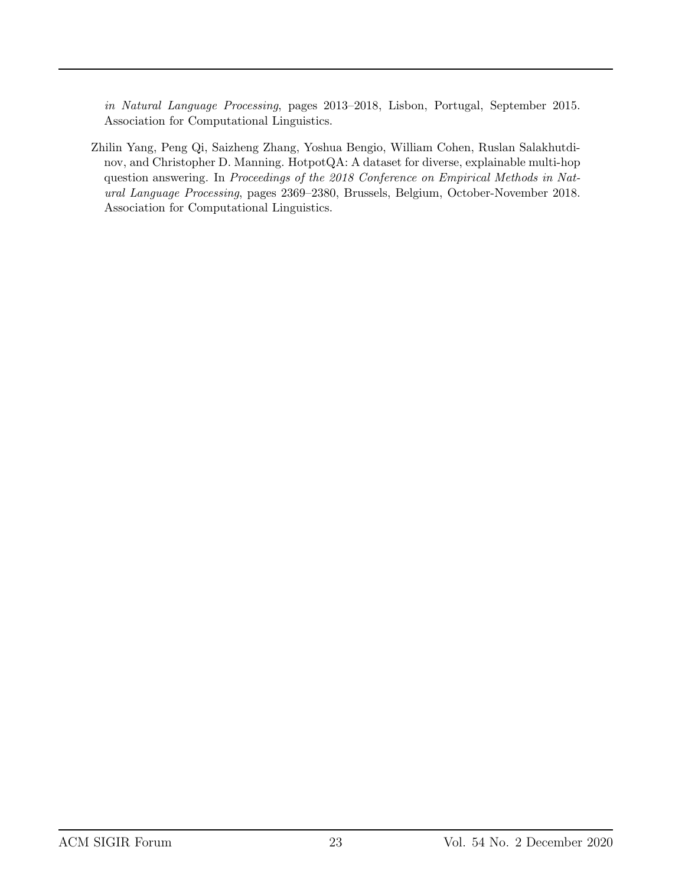*in Natural Language Processing*, pages 2013–2018, Lisbon, Portugal, September 2015. Association for Computational Linguistics.

Zhilin Yang, Peng Qi, Saizheng Zhang, Yoshua Bengio, William Cohen, Ruslan Salakhutdinov, and Christopher D. Manning. HotpotQA: A dataset for diverse, explainable multi-hop question answering. In *Proceedings of the 2018 Conference on Empirical Methods in Natural Language Processing*, pages 2369–2380, Brussels, Belgium, October-November 2018. Association for Computational Linguistics.